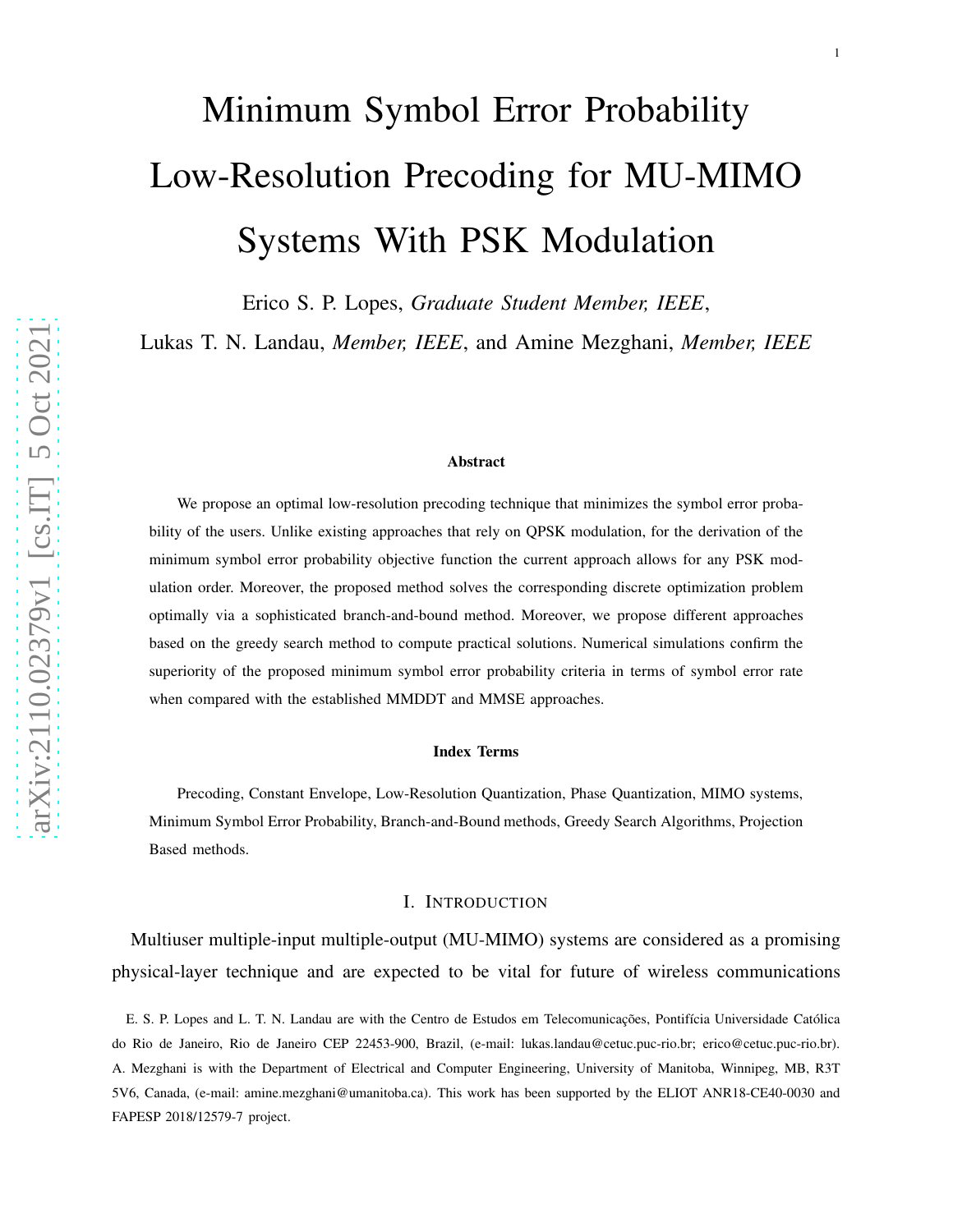# Minimum Symbol Error Probability Low-Resolution Precoding for MU-MIMO Systems With PSK Modulation

Erico S. P. Lopes, *Graduate Student Member, IEEE*,
Lukas T. N. Landau, *Member, IEEE*, and Amine Mezghani, *Member, IEEE*

### Abstract

We propose an optimal low-resolution precoding technique that minimizes the symbol error probability of the users. Unlike existing approaches that rely on QPSK modulation, for the derivation of the minimum symbol error probability objective function the current approach allows for any PSK modulation order. Moreover, the proposed method solves the corresponding discrete optimization problem optimally via a sophisticated branch-and-bound method. Moreover, we propose different approaches based on the greedy search method to compute practical solutions. Numerical simulations confirm the superiority of the proposed minimum symbol error probability criteria in terms of symbol error rate when compared with the established MMDDT and MMSE approaches.

### Index Terms

Precoding, Constant Envelope, Low-Resolution Quantization, Phase Quantization, MIMO systems, Minimum Symbol Error Probability, Branch-and-Bound methods, Greedy Search Algorithms, Projection Based methods.

## I. Introduction

Multiuser multiple-input multiple-output (MU-MIMO) systems are considered as a promising physical-layer technique and are expected to be vital for future of wireless communications

E. S. P. Lopes and L. T. N. Landau are with the Centro de Estudos em Telecomunicações, Pontifícia Universidade Católica do Rio de Janeiro, Rio de Janeiro CEP 22453-900, Brazil, (e-mail: lukas.landau@cetuc.puc-rio.br; erico@cetuc.puc-rio.br). A. Mezghani is with the Department of Electrical and Computer Engineering, University of Manitoba, Winnipeg, MB, R3T 5V6, Canada, (e-mail: amine.mezghani@umanitoba.ca). This work has been supported by the ELIOT ANR18-CE40-0030 and FAPESP 2018/12579-7 project.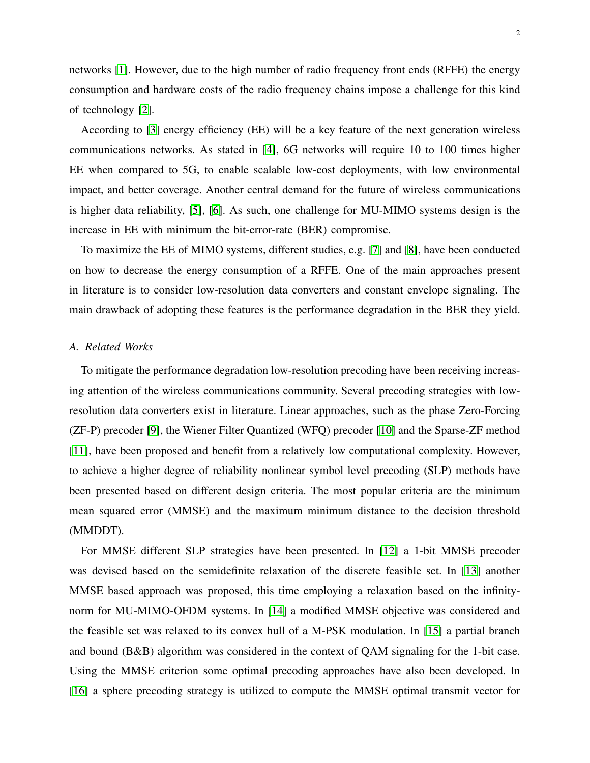networks [1]. However, due to the high number of radio frequency front ends (RFFE) the energy consumption and hardware costs of the radio frequency chains impose a challenge for this kind of technology [2].

According to [3] energy efficiency (EE) will be a key feature of the next generation wireless communications networks. As stated in [4], 6G networks will require 10 to 100 times higher EE when compared to 5G, to enable scalable low-cost deployments, with low environmental impact, and better coverage. Another central demand for the future of wireless communications is higher data reliability, [5], [6]. As such, one challenge for MU-MIMO systems design is the increase in EE with minimum the bit-error-rate (BER) compromise.

To maximize the EE of MIMO systems, different studies, e.g. [7] and [8], have been conducted on how to decrease the energy consumption of a RFFE. One of the main approaches present in literature is to consider low-resolution data converters and constant envelope signaling. The main drawback of adopting these features is the performance degradation in the BER they yield.

### A. Related Works

To mitigate the performance degradation low-resolution precoding have been receiving increasing attention of the wireless communications community. Several precoding strategies with low-resolution data converters exist in literature. Linear approaches, such as the phase Zero-Forcing (ZF-P) precoder [9], the Wiener Filter Quantized (WFQ) precoder [10] and the Sparse-ZF method [11], have been proposed and benefit from a relatively low computational complexity. However, to achieve a higher degree of reliability nonlinear symbol level precoding (SLP) methods have been presented based on different design criteria. The most popular criteria are the minimum mean squared error (MMSE) and the maximum minimum distance to the decision threshold (MMDDT).

For MMSE different SLP strategies have been presented. In [12] a 1-bit MMSE precoder was devised based on the semidefinite relaxation of the discrete feasible set. In [13] another MMSE based approach was proposed, this time employing a relaxation based on the infinity-norm for MU-MIMO-OFDM systems. In [14] a modified MMSE objective was considered and the feasible set was relaxed to its convex hull of a M-PSK modulation. In [15] a partial branch and bound (B&B) algorithm was considered in the context of QAM signaling for the 1-bit case. Using the MMSE criterion some optimal precoding approaches have also been developed. In [16] a sphere precoding strategy is utilized to compute the MMSE optimal transmit vector for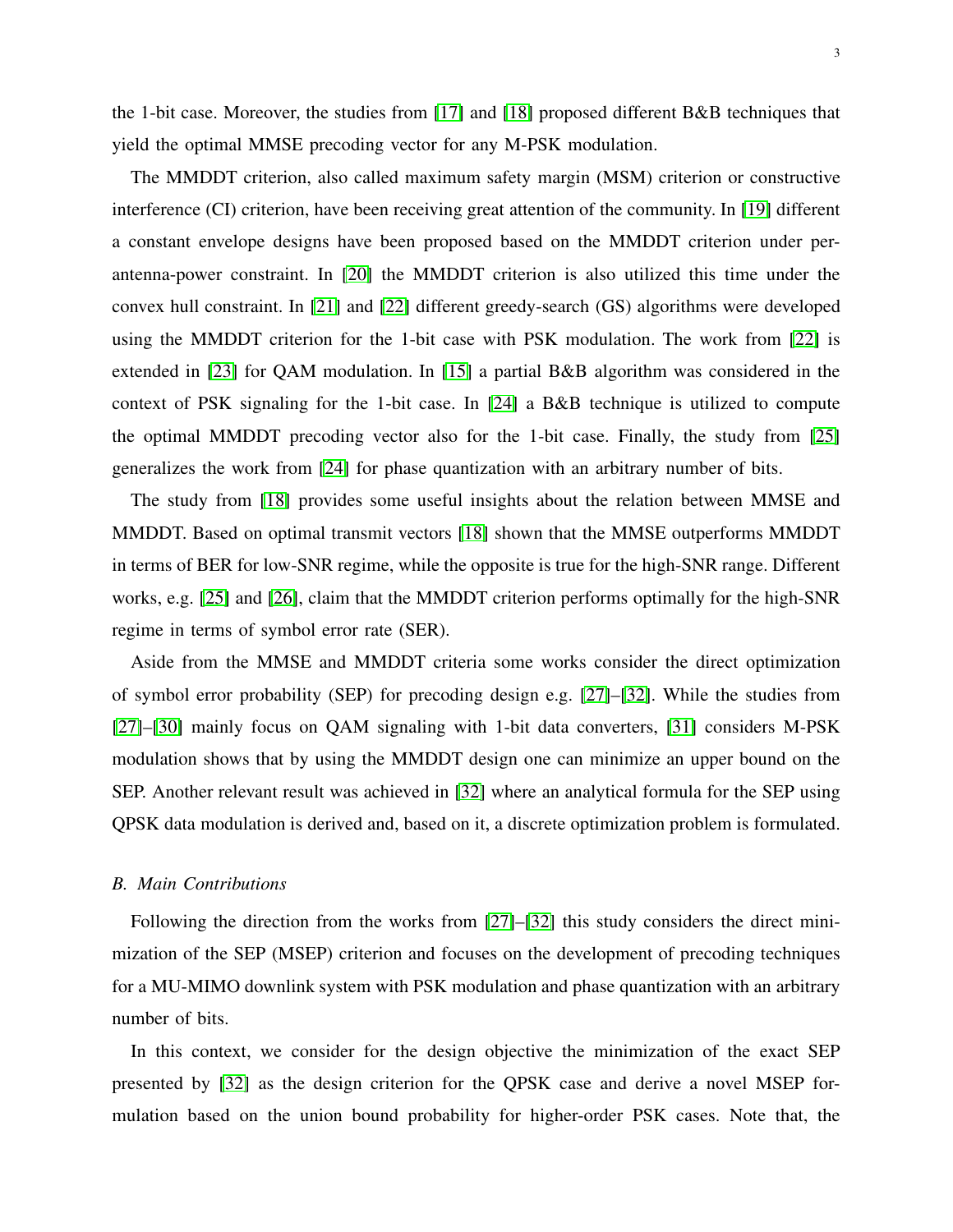the 1-bit case. Moreover, the studies from [17] and [18] proposed different B&B techniques that yield the optimal MMSE precoding vector for any M-PSK modulation.

The MMDDT criterion, also called maximum safety margin (MSM) criterion or constructive interference (CI) criterion, have been receiving great attention of the community. In [19] different a constant envelope designs have been proposed based on the MMDDT criterion under per-antenna-power constraint. In [20] the MMDDT criterion is also utilized this time under the convex hull constraint. In [21] and [22] different greedy-search (GS) algorithms were developed using the MMDDT criterion for the 1-bit case with PSK modulation. The work from [22] is extended in [23] for QAM modulation. In [15] a partial B&B algorithm was considered in the context of PSK signaling for the 1-bit case. In [24] a B&B technique is utilized to compute the optimal MMDDT precoding vector also for the 1-bit case. Finally, the study from [25] generalizes the work from [24] for phase quantization with an arbitrary number of bits.

The study from [18] provides some useful insights about the relation between MMSE and MMDDT. Based on optimal transmit vectors [18] shown that the MMSE outperforms MMDDT in terms of BER for low-SNR regime, while the opposite is true for the high-SNR range. Different works, e.g. [25] and [26], claim that the MMDDT criterion performs optimally for the high-SNR regime in terms of symbol error rate (SER).

Aside from the MMSE and MMDDT criteria some works consider the direct optimization of symbol error probability (SEP) for precoding design e.g. [27]–[32]. While the studies from [27]–[30] mainly focus on QAM signaling with 1-bit data converters, [31] considers M-PSK modulation shows that by using the MMDDT design one can minimize an upper bound on the SEP. Another relevant result was achieved in [32] where an analytical formula for the SEP using QPSK data modulation is derived and, based on it, a discrete optimization problem is formulated.

### *B. Main Contributions*

Following the direction from the works from [27]–[32] this study considers the direct minimization of the SEP (MSEP) criterion and focuses on the development of precoding techniques for a MU-MIMO downlink system with PSK modulation and phase quantization with an arbitrary number of bits.

In this context, we consider for the design objective the minimization of the exact SEP presented by [32] as the design criterion for the QPSK case and derive a novel MSEP formulation based on the union bound probability for higher-order PSK cases. Note that, the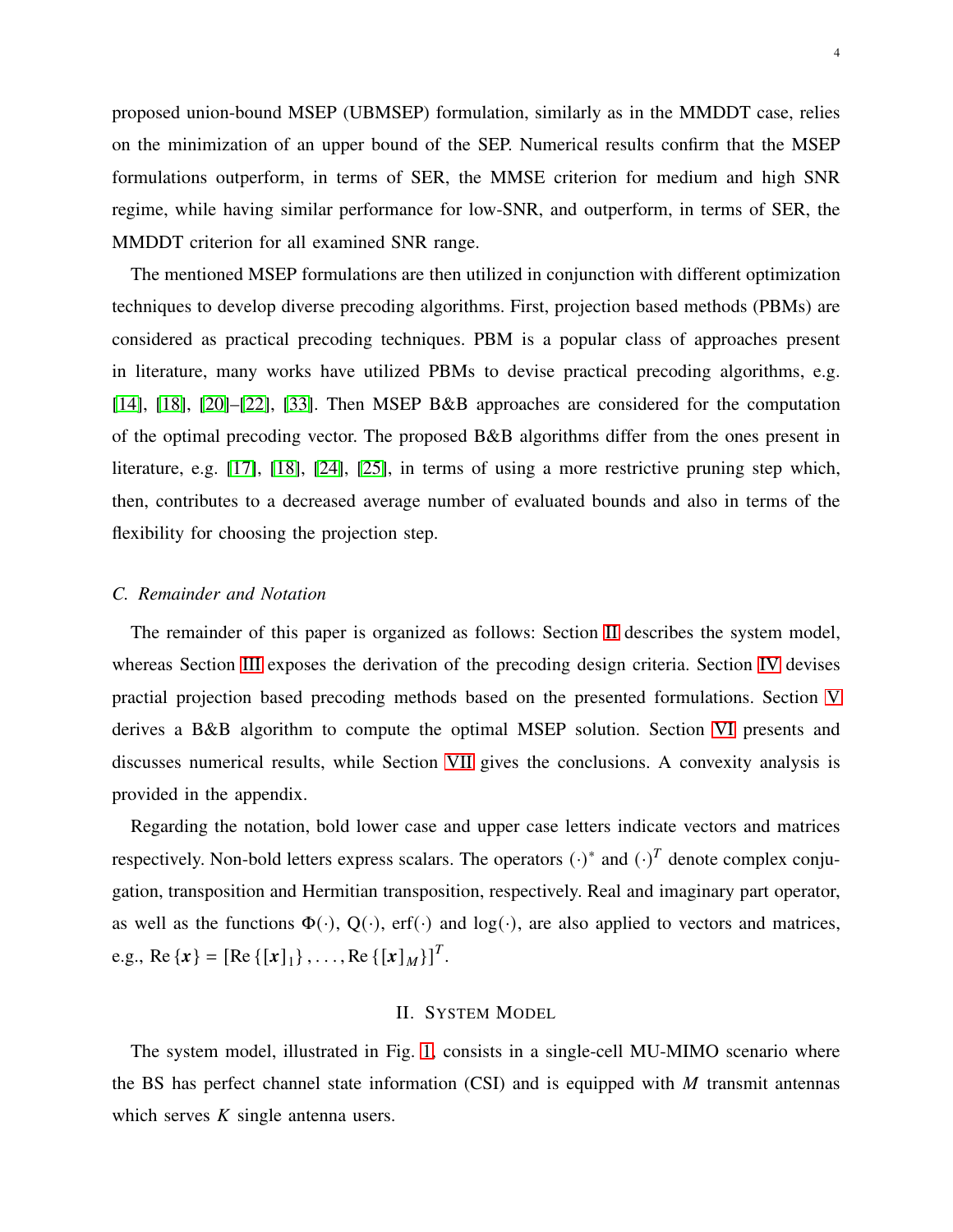proposed union-bound MSEP (UBMSEP) formulation, similarly as in the MMDDT case, relies on the minimization of an upper bound of the SEP. Numerical results confirm that the MSEP formulations outperform, in terms of SER, the MMSE criterion for medium and high SNR regime, while having similar performance for low-SNR, and outperform, in terms of SER, the MMDDT criterion for all examined SNR range.

The mentioned MSEP formulations are then utilized in conjunction with different optimization techniques to develop diverse precoding algorithms. First, projection based methods (PBMs) are considered as practical precoding techniques. PBM is a popular class of approaches present in literature, many works have utilized PBMs to devise practical precoding algorithms, e.g. [14], [18], [20]–[22], [33]. Then MSEP B&B approaches are considered for the computation of the optimal precoding vector. The proposed B&B algorithms differ from the ones present in literature, e.g. [17], [18], [24], [25], in terms of using a more restrictive pruning step which, then, contributes to a decreased average number of evaluated bounds and also in terms of the flexibility for choosing the projection step.

### *C. Remainder and Notation*

The remainder of this paper is organized as follows: Section II describes the system model, whereas Section III exposes the derivation of the precoding design criteria. Section IV devises practial projection based precoding methods based on the presented formulations. Section V derives a B&B algorithm to compute the optimal MSEP solution. Section VI presents and discusses numerical results, while Section VII gives the conclusions. A convexity analysis is provided in the appendix.

Regarding the notation, bold lower case and upper case letters indicate vectors and matrices respectively. Non-bold letters express scalars. The operators $(\cdot)^*$ and $(\cdot)^T$ denote complex conjugation, transposition and Hermitian transposition, respectively. Real and imaginary part operator, as well as the functions $\Phi(\cdot)$, $\mathrm{Q}(\cdot)$, $\mathrm{erf}(\cdot)$ and $\log(\cdot)$, are also applied to vectors and matrices, e.g., $\mathrm{Re}\{\boldsymbol{x}\} = [\mathrm{Re}\{[\boldsymbol{x}]_1\}, \ldots, \mathrm{Re}\{[\boldsymbol{x}]_M\}]^T$.

## II. System Model

The system model, illustrated in Fig. 1, consists in a single-cell MU-MIMO scenario where the BS has perfect channel state information (CSI) and is equipped with $M$ transmit antennas which serves $K$ single antenna users.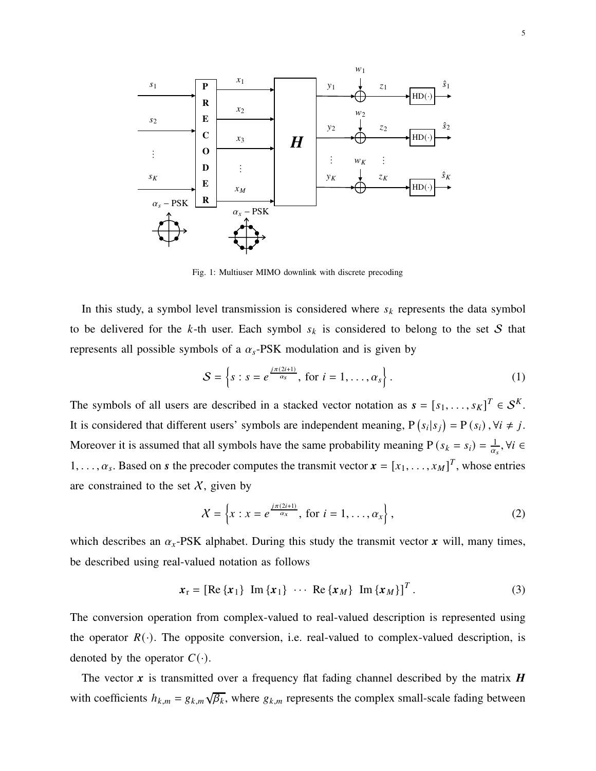Fig. 1: Multiuser MIMO downlink with discrete precoding

In this study, a symbol level transmission is considered where $s_k$ represents the data symbol to be delivered for the $k$-th user. Each symbol $s_k$ is considered to belong to the set $\mathcal{S}$ that represents all possible symbols of a $\alpha_s$-PSK modulation and is given by

$$\mathcal{S} = \left\{ s : s = e^{\frac{j\pi(2i+1)}{\alpha_s}}, \text{ for } i = 1, \ldots, \alpha_s \right\}. \tag{1}$$

The symbols of all users are described in a stacked vector notation as $\boldsymbol{s} = [s_1, \ldots, s_K]^T \in \mathcal{S}^K$. It is considered that different users' symbols are independent meaning, $\mathrm{P}\left(s_i | s_j\right) = \mathrm{P}\left(s_i\right), \forall i \neq j$. Moreover it is assumed that all symbols have the same probability meaning $\mathrm{P}\left(s_k = s_i\right) = \frac{1}{\alpha_s}, \forall i \in 1, \ldots, \alpha_s$. Based on $\boldsymbol{s}$ the precoder computes the transmit vector $\boldsymbol{x} = [x_1, \ldots, x_M]^T$, whose entries are constrained to the set $\mathcal{X}$, given by

$$\mathcal{X} = \left\{ x : x = e^{\frac{j\pi(2i+1)}{\alpha_x}}, \text{ for } i = 1, \ldots, \alpha_x \right\}, \tag{2}$$

which describes an $\alpha_x$-PSK alphabet. During this study the transmit vector $\boldsymbol{x}$ will, many times, be described using real-valued notation as follows

$$\boldsymbol{x}_{\mathrm{r}} = \left[\mathrm{Re}\left\{\boldsymbol{x}_1\right\} \ \mathrm{Im}\left\{\boldsymbol{x}_1\right\} \ \cdots \ \mathrm{Re}\left\{\boldsymbol{x}_M\right\} \ \mathrm{Im}\left\{\boldsymbol{x}_M\right\}\right]^T. \tag{3}$$

The conversion operation from complex-valued to real-valued description is represented using the operator $R(\cdot)$. The opposite conversion, i.e. real-valued to complex-valued description, is denoted by the operator $C(\cdot)$.

The vector $\boldsymbol{x}$ is transmitted over a frequency flat fading channel described by the matrix $\boldsymbol{H}$ with coefficients $h_{k,m} = g_{k,m}\sqrt{\beta_k}$, where $g_{k,m}$ represents the complex small-scale fading between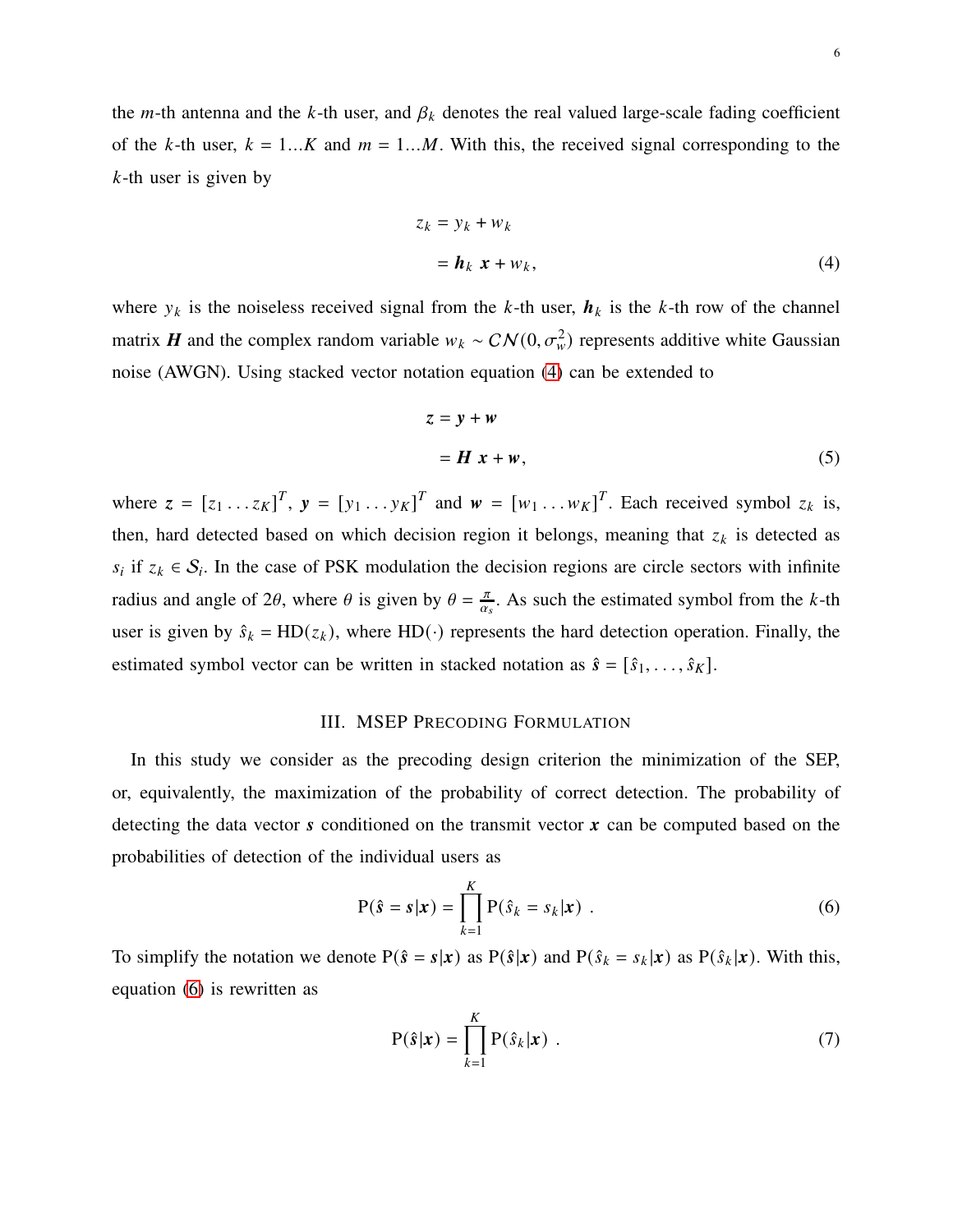the $m$-th antenna and the $k$-th user, and $\beta_k$ denotes the real valued large-scale fading coefficient of the $k$-th user, $k = 1...K$ and $m = 1...M$. With this, the received signal corresponding to the $k$-th user is given by

$$
\begin{aligned}
z_k &= y_k + w_k \\
&= \boldsymbol{h}_k \ \boldsymbol{x} + w_k,
\end{aligned} \tag{4}
$$

where $y_k$ is the noiseless received signal from the $k$-th user, $\boldsymbol{h}_k$ is the $k$-th row of the channel matrix $\boldsymbol{H}$ and the complex random variable $w_k \sim \mathcal{CN}(0, \sigma_w^2)$ represents additive white Gaussian noise (AWGN). Using stacked vector notation equation (4) can be extended to

$$
\begin{aligned}
\boldsymbol{z} &= \boldsymbol{y} + \boldsymbol{w} \\
&= \boldsymbol{H} \ \boldsymbol{x} + \boldsymbol{w},
\end{aligned} \tag{5}
$$

where $\boldsymbol{z} = [z_1 \dots z_K]^T$, $\boldsymbol{y} = [y_1 \dots y_K]^T$ and $\boldsymbol{w} = [w_1 \dots w_K]^T$. Each received symbol $z_k$ is, then, hard detected based on which decision region it belongs, meaning that $z_k$ is detected as $s_i$ if $z_k \in \mathcal{S}_i$. In the case of PSK modulation the decision regions are circle sectors with infinite radius and angle of $2\theta$, where $\theta$ is given by $\theta = \frac{\pi}{\alpha_s}$. As such the estimated symbol from the $k$-th user is given by $\hat{s}_k = \mathrm{HD}(z_k)$, where $\mathrm{HD}(\cdot)$ represents the hard detection operation. Finally, the estimated symbol vector can be written in stacked notation as $\hat{\boldsymbol{s}} = [\hat{s}_1, \dots, \hat{s}_K]$.

## III. MSEP Precoding Formulation

In this study we consider as the precoding design criterion the minimization of the SEP, or, equivalently, the maximization of the probability of correct detection. The probability of detecting the data vector $\boldsymbol{s}$ conditioned on the transmit vector $\boldsymbol{x}$ can be computed based on the probabilities of detection of the individual users as

$$
\mathrm{P}(\hat{\boldsymbol{s}} = \boldsymbol{s}|\boldsymbol{x}) = \prod_{k=1}^{K} \mathrm{P}(\hat{s}_k = s_k|\boldsymbol{x}) \ . \tag{6}
$$

To simplify the notation we denote $\mathrm{P}(\hat{\boldsymbol{s}} = \boldsymbol{s}|\boldsymbol{x})$ as $\mathrm{P}(\hat{\boldsymbol{s}}|\boldsymbol{x})$ and $\mathrm{P}(\hat{s}_k = s_k|\boldsymbol{x})$ as $\mathrm{P}(\hat{s}_k|\boldsymbol{x})$. With this, equation (6) is rewritten as

$$
\mathrm{P}(\hat{\boldsymbol{s}}|\boldsymbol{x}) = \prod_{k=1}^{K} \mathrm{P}(\hat{s}_k|\boldsymbol{x}) \ . \tag{7}
$$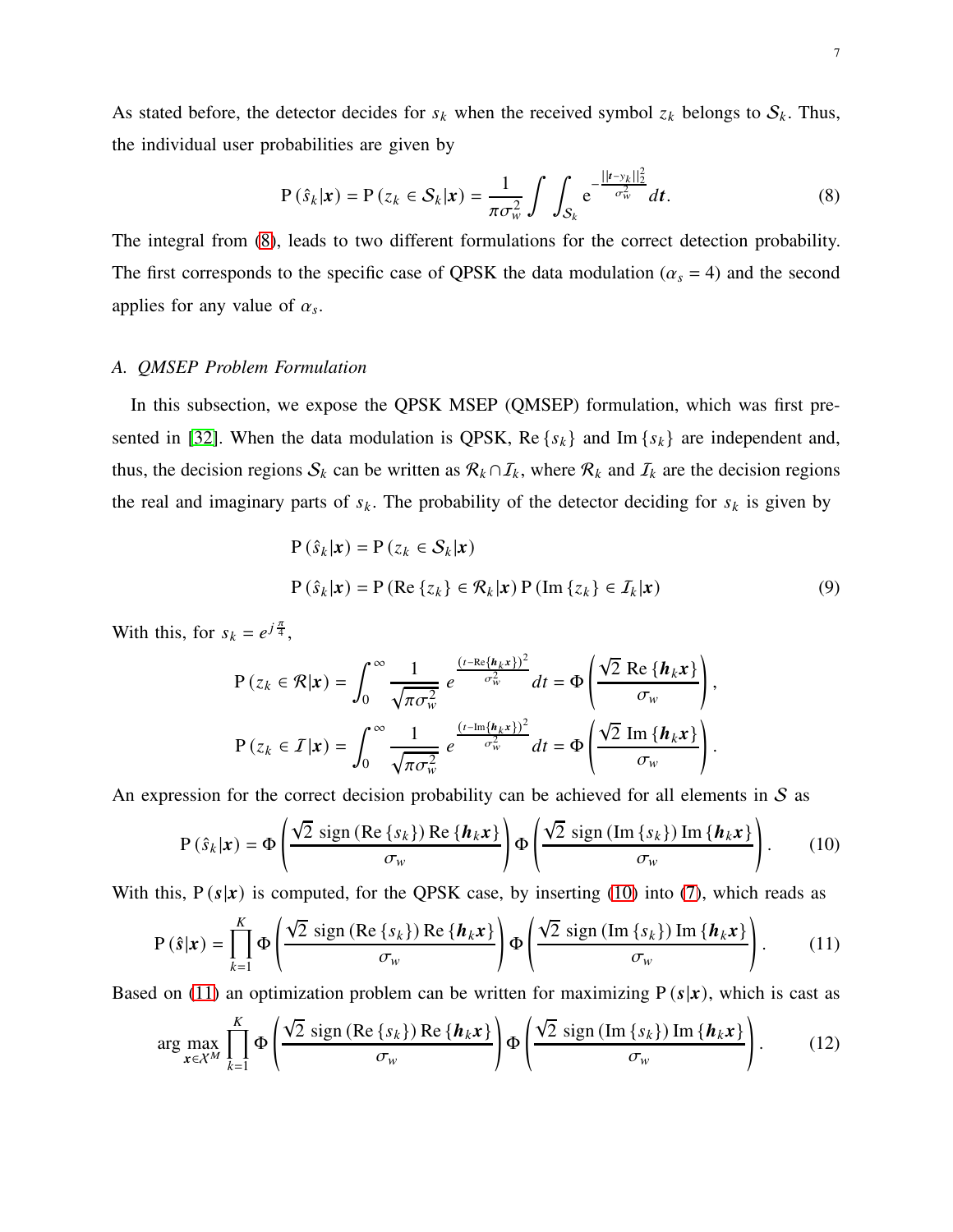As stated before, the detector decides for $s_k$ when the received symbol $z_k$ belongs to $\mathcal{S}_k$. Thus, the individual user probabilities are given by

$$\mathrm{P}\left(\hat{s}_k|\boldsymbol{x}\right) = \mathrm{P}\left(z_k \in \mathcal{S}_k|\boldsymbol{x}\right) = \frac{1}{\pi\sigma_w^2}\int\int_{\mathcal{S}_k} \mathrm{e}^{-\frac{\|\boldsymbol{t}-y_k\|_2^2}{\sigma_w^2}} d\boldsymbol{t}. \tag{8}$$

The integral from (8), leads to two different formulations for the correct detection probability. The first corresponds to the specific case of QPSK the data modulation ($\alpha_s = 4$) and the second applies for any value of $\alpha_s$.

### A. QMSEP Problem Formulation

In this subsection, we expose the QPSK MSEP (QMSEP) formulation, which was first presented in [32]. When the data modulation is QPSK, $\mathrm{Re}\{s_k\}$ and $\mathrm{Im}\{s_k\}$ are independent and, thus, the decision regions $\mathcal{S}_k$ can be written as $\mathcal{R}_k \cap \mathcal{I}_k$, where $\mathcal{R}_k$ and $\mathcal{I}_k$ are the decision regions the real and imaginary parts of $s_k$. The probability of the detector deciding for $s_k$ is given by

$$\begin{aligned}
\mathrm{P}\left(\hat{s}_k|\boldsymbol{x}\right) &= \mathrm{P}\left(z_k \in \mathcal{S}_k|\boldsymbol{x}\right) \\
\mathrm{P}\left(\hat{s}_k|\boldsymbol{x}\right) &= \mathrm{P}\left(\mathrm{Re}\{z_k\} \in \mathcal{R}_k|\boldsymbol{x}\right)\mathrm{P}\left(\mathrm{Im}\{z_k\} \in \mathcal{I}_k|\boldsymbol{x}\right)
\end{aligned} \tag{9}$$

With this, for $s_k = e^{j\frac{\pi}{4}}$,

$$\mathrm{P}\left(z_k \in \mathcal{R}|\boldsymbol{x}\right) = \int_0^\infty \frac{1}{\sqrt{\pi\sigma_w^2}}\, e^{\frac{\left(t-\mathrm{Re}\{\boldsymbol{h}_k\boldsymbol{x}\}\right)^2}{\sigma_w^2}} dt = \Phi\left(\frac{\sqrt{2}\,\mathrm{Re}\{\boldsymbol{h}_k\boldsymbol{x}\}}{\sigma_w}\right),$$

$$\mathrm{P}\left(z_k \in \mathcal{I}|\boldsymbol{x}\right) = \int_0^\infty \frac{1}{\sqrt{\pi\sigma_w^2}}\, e^{\frac{\left(t-\mathrm{Im}\{\boldsymbol{h}_k\boldsymbol{x}\}\right)^2}{\sigma_w^2}} dt = \Phi\left(\frac{\sqrt{2}\,\mathrm{Im}\{\boldsymbol{h}_k\boldsymbol{x}\}}{\sigma_w}\right).$$

An expression for the correct decision probability can be achieved for all elements in $\mathcal{S}$ as

$$\mathrm{P}\left(\hat{s}_k|\boldsymbol{x}\right) = \Phi\left(\frac{\sqrt{2}\,\mathrm{sign}\left(\mathrm{Re}\{s_k\}\right)\mathrm{Re}\{\boldsymbol{h}_k\boldsymbol{x}\}}{\sigma_w}\right)\Phi\left(\frac{\sqrt{2}\,\mathrm{sign}\left(\mathrm{Im}\{s_k\}\right)\mathrm{Im}\{\boldsymbol{h}_k\boldsymbol{x}\}}{\sigma_w}\right). \tag{10}$$

With this, $\mathrm{P}\left(\boldsymbol{s}|\boldsymbol{x}\right)$ is computed, for the QPSK case, by inserting (10) into (7), which reads as

$$\mathrm{P}\left(\hat{\boldsymbol{s}}|\boldsymbol{x}\right) = \prod_{k=1}^{K}\Phi\left(\frac{\sqrt{2}\,\mathrm{sign}\left(\mathrm{Re}\{s_k\}\right)\mathrm{Re}\{\boldsymbol{h}_k\boldsymbol{x}\}}{\sigma_w}\right)\Phi\left(\frac{\sqrt{2}\,\mathrm{sign}\left(\mathrm{Im}\{s_k\}\right)\mathrm{Im}\{\boldsymbol{h}_k\boldsymbol{x}\}}{\sigma_w}\right). \tag{11}$$

Based on (11) an optimization problem can be written for maximizing $\mathrm{P}\left(\boldsymbol{s}|\boldsymbol{x}\right)$, which is cast as

$$\arg\max_{\boldsymbol{x}\in\mathcal{X}^M}\prod_{k=1}^{K}\Phi\left(\frac{\sqrt{2}\,\mathrm{sign}\left(\mathrm{Re}\{s_k\}\right)\mathrm{Re}\{\boldsymbol{h}_k\boldsymbol{x}\}}{\sigma_w}\right)\Phi\left(\frac{\sqrt{2}\,\mathrm{sign}\left(\mathrm{Im}\{s_k\}\right)\mathrm{Im}\{\boldsymbol{h}_k\boldsymbol{x}\}}{\sigma_w}\right). \tag{12}$$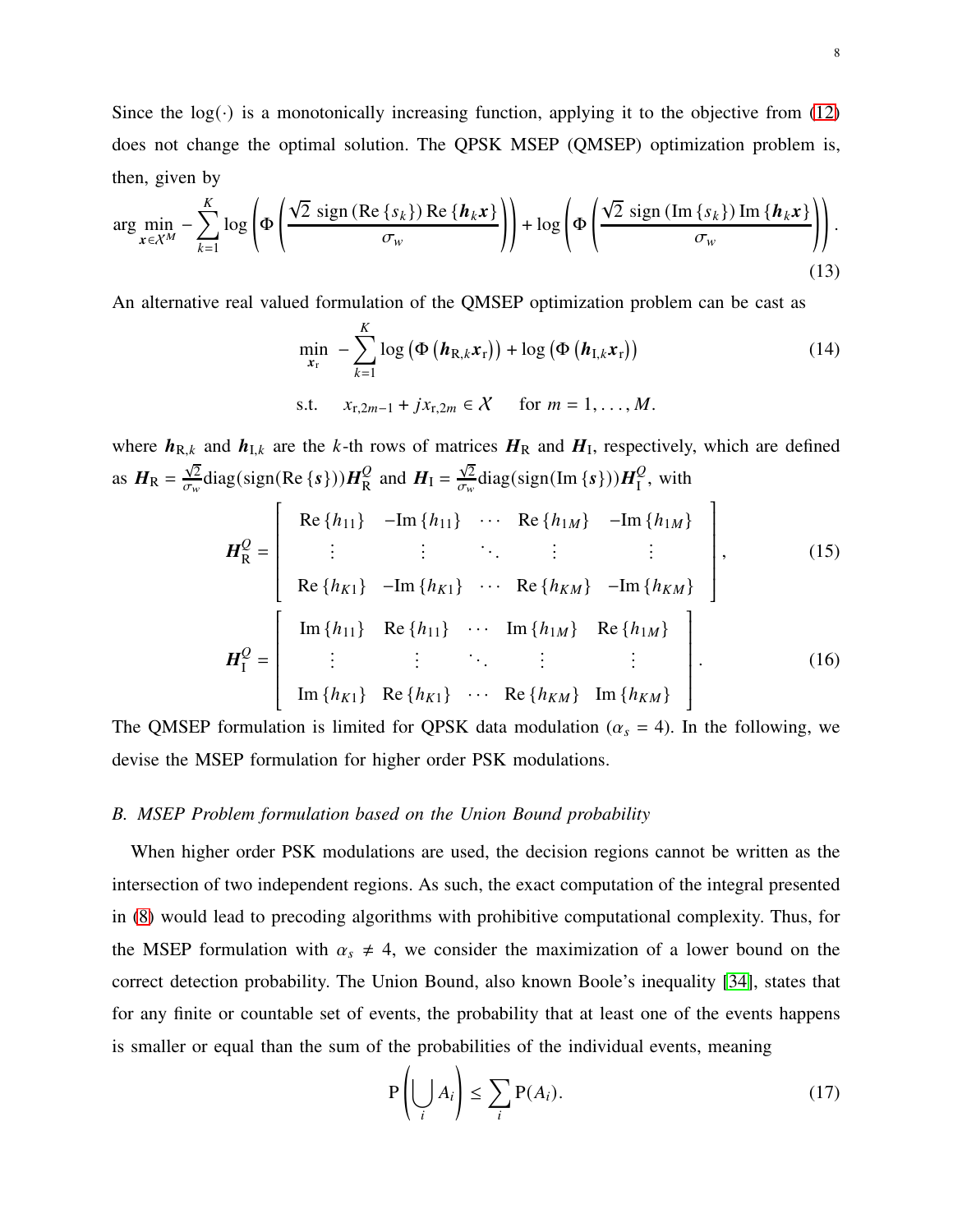Since the $\log(\cdot)$ is a monotonically increasing function, applying it to the objective from (12) does not change the optimal solution. The QPSK MSEP (QMSEP) optimization problem is, then, given by

$$\arg\min_{\boldsymbol{x}\in\mathcal{X}^M} -\sum_{k=1}^{K} \log\left(\Phi\left(\frac{\sqrt{2}\ \text{sign}\left(\text{Re}\left\{s_k\right\}\right)\text{Re}\left\{\boldsymbol{h}_k\boldsymbol{x}\right\}}{\sigma_w}\right)\right) + \log\left(\Phi\left(\frac{\sqrt{2}\ \text{sign}\left(\text{Im}\left\{s_k\right\}\right)\text{Im}\left\{\boldsymbol{h}_k\boldsymbol{x}\right\}}{\sigma_w}\right)\right). \tag{13}$$

An alternative real valued formulation of the QMSEP optimization problem can be cast as

$$\begin{aligned} \min_{\boldsymbol{x}_\text{r}}\ & -\sum_{k=1}^{K} \log\left(\Phi\left(\boldsymbol{h}_{\text{R},k}\boldsymbol{x}_\text{r}\right)\right) + \log\left(\Phi\left(\boldsymbol{h}_{\text{I},k}\boldsymbol{x}_\text{r}\right)\right) \\ \text{s.t.}\quad & x_{\text{r},2m-1} + j x_{\text{r},2m} \in \mathcal{X} \quad \text{for } m = 1,\dots,M. \end{aligned} \tag{14}$$

where $\boldsymbol{h}_{\text{R},k}$ and $\boldsymbol{h}_{\text{I},k}$ are the $k$-th rows of matrices $\boldsymbol{H}_\text{R}$ and $\boldsymbol{H}_\text{I}$, respectively, which are defined as $\boldsymbol{H}_\text{R} = \frac{\sqrt{2}}{\sigma_w}\text{diag}(\text{sign}(\text{Re}\left\{\boldsymbol{s}\right\}))\boldsymbol{H}_\text{R}^{Q}$ and $\boldsymbol{H}_\text{I} = \frac{\sqrt{2}}{\sigma_w}\text{diag}(\text{sign}(\text{Im}\left\{\boldsymbol{s}\right\}))\boldsymbol{H}_\text{I}^{Q}$, with

$$\boldsymbol{H}_\text{R}^{Q} = \begin{bmatrix} \text{Re}\left\{h_{11}\right\} & -\text{Im}\left\{h_{11}\right\} & \cdots & \text{Re}\left\{h_{1M}\right\} & -\text{Im}\left\{h_{1M}\right\} \\ \vdots & \vdots & \ddots & \vdots & \vdots \\ \text{Re}\left\{h_{K1}\right\} & -\text{Im}\left\{h_{K1}\right\} & \cdots & \text{Re}\left\{h_{KM}\right\} & -\text{Im}\left\{h_{KM}\right\} \end{bmatrix}, \tag{15}$$

$$\boldsymbol{H}_\text{I}^{Q} = \begin{bmatrix} \text{Im}\left\{h_{11}\right\} & \text{Re}\left\{h_{11}\right\} & \cdots & \text{Im}\left\{h_{1M}\right\} & \text{Re}\left\{h_{1M}\right\} \\ \vdots & \vdots & \ddots & \vdots & \vdots \\ \text{Im}\left\{h_{K1}\right\} & \text{Re}\left\{h_{K1}\right\} & \cdots & \text{Re}\left\{h_{KM}\right\} & \text{Im}\left\{h_{KM}\right\} \end{bmatrix}. \tag{16}$$

The QMSEP formulation is limited for QPSK data modulation ($\alpha_s = 4$). In the following, we devise the MSEP formulation for higher order PSK modulations.

### *B. MSEP Problem formulation based on the Union Bound probability*

When higher order PSK modulations are used, the decision regions cannot be written as the intersection of two independent regions. As such, the exact computation of the integral presented in (8) would lead to precoding algorithms with prohibitive computational complexity. Thus, for the MSEP formulation with $\alpha_s \neq 4$, we consider the maximization of a lower bound on the correct detection probability. The Union Bound, also known Boole's inequality [34], states that for any finite or countable set of events, the probability that at least one of the events happens is smaller or equal than the sum of the probabilities of the individual events, meaning

$$\text{P}\left(\bigcup_i A_i\right) \leq \sum_i \text{P}(A_i). \tag{17}$$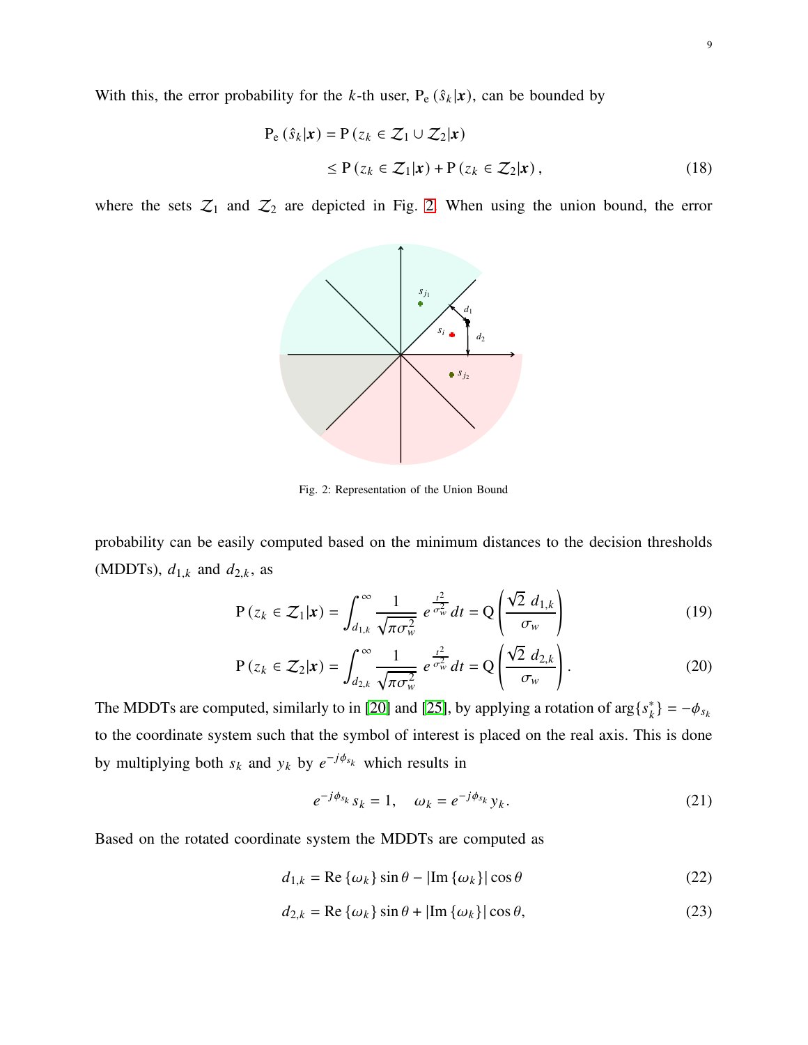With this, the error probability for the $k$-th user, $\mathrm{P_e}\left(\hat{s}_k|\boldsymbol{x}\right)$, can be bounded by

$$
\begin{aligned}
\mathrm{P_e}\left(\hat{s}_k|\boldsymbol{x}\right) &= \mathrm{P}\left(z_k \in \mathcal{Z}_1 \cup \mathcal{Z}_2|\boldsymbol{x}\right) \\
&\leq \mathrm{P}\left(z_k \in \mathcal{Z}_1|\boldsymbol{x}\right) + \mathrm{P}\left(z_k \in \mathcal{Z}_2|\boldsymbol{x}\right), \qquad (18)
\end{aligned}
$$

where the sets $\mathcal{Z}_1$ and $\mathcal{Z}_2$ are depicted in Fig. 2. When using the union bound, the error

Fig. 2: Representation of the Union Bound

probability can be easily computed based on the minimum distances to the decision thresholds (MDDTs), $d_{1,k}$ and $d_{2,k}$, as

$$
\mathrm{P}\left(z_k \in \mathcal{Z}_1|\boldsymbol{x}\right) = \int_{d_{1,k}}^{\infty} \frac{1}{\sqrt{\pi\sigma_w^2}}\; e^{\frac{t^2}{\sigma_w^2}}\, dt = \mathrm{Q}\left(\frac{\sqrt{2}\; d_{1,k}}{\sigma_w}\right) \qquad (19)
$$

$$
\mathrm{P}\left(z_k \in \mathcal{Z}_2|\boldsymbol{x}\right) = \int_{d_{2,k}}^{\infty} \frac{1}{\sqrt{\pi\sigma_w^2}}\; e^{\frac{t^2}{\sigma_w^2}}\, dt = \mathrm{Q}\left(\frac{\sqrt{2}\; d_{2,k}}{\sigma_w}\right). \qquad (20)
$$

The MDDTs are computed, similarly to in [20] and [25], by applying a rotation of $\arg\{s_k^*\} = -\phi_{s_k}$ to the coordinate system such that the symbol of interest is placed on the real axis. This is done by multiplying both $s_k$ and $y_k$ by $e^{-j\phi_{s_k}}$ which results in

$$
e^{-j\phi_{s_k}}\, s_k = 1, \quad \omega_k = e^{-j\phi_{s_k}}\, y_k. \qquad (21)
$$

Based on the rotated coordinate system the MDDTs are computed as

$$
d_{1,k} = \mathrm{Re}\left\{\omega_k\right\}\sin\theta - \left|\mathrm{Im}\left\{\omega_k\right\}\right|\cos\theta \qquad (22)
$$

$$
d_{2,k} = \mathrm{Re}\left\{\omega_k\right\}\sin\theta + \left|\mathrm{Im}\left\{\omega_k\right\}\right|\cos\theta, \qquad (23)
$$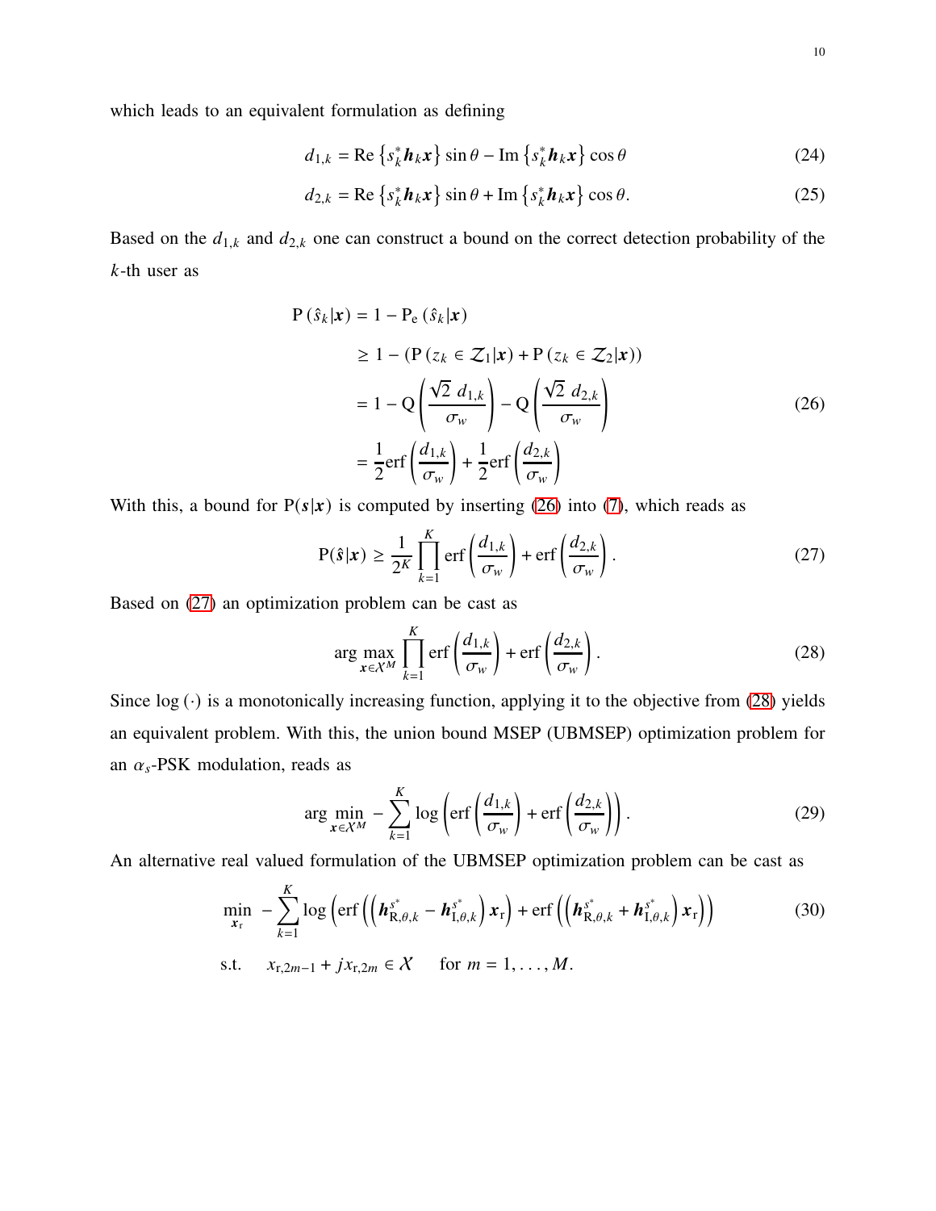which leads to an equivalent formulation as defining

$$d_{1,k} = \mathrm{Re}\left\{s_k^* \boldsymbol{h}_k \boldsymbol{x}\right\} \sin\theta - \mathrm{Im}\left\{s_k^* \boldsymbol{h}_k \boldsymbol{x}\right\} \cos\theta \tag{24}$$

$$d_{2,k} = \mathrm{Re}\left\{s_k^* \boldsymbol{h}_k \boldsymbol{x}\right\} \sin\theta + \mathrm{Im}\left\{s_k^* \boldsymbol{h}_k \boldsymbol{x}\right\} \cos\theta. \tag{25}$$

Based on the $d_{1,k}$ and $d_{2,k}$ one can construct a bound on the correct detection probability of the $k$-th user as

$$\begin{aligned}
\mathrm{P}\left(\hat{s}_k|\boldsymbol{x}\right) &= 1 - \mathrm{P_e}\left(\hat{s}_k|\boldsymbol{x}\right) \\
&\geq 1 - \left(\mathrm{P}\left(z_k \in \mathcal{Z}_1|\boldsymbol{x}\right) + \mathrm{P}\left(z_k \in \mathcal{Z}_2|\boldsymbol{x}\right)\right) \\
&= 1 - \mathrm{Q}\left(\frac{\sqrt{2}\; d_{1,k}}{\sigma_w}\right) - \mathrm{Q}\left(\frac{\sqrt{2}\; d_{2,k}}{\sigma_w}\right) \\
&= \frac{1}{2}\mathrm{erf}\left(\frac{d_{1,k}}{\sigma_w}\right) + \frac{1}{2}\mathrm{erf}\left(\frac{d_{2,k}}{\sigma_w}\right)
\end{aligned} \tag{26}$$

With this, a bound for $\mathrm{P}(\boldsymbol{s}|\boldsymbol{x})$ is computed by inserting (26) into (7), which reads as

$$\mathrm{P}(\hat{\boldsymbol{s}}|\boldsymbol{x}) \geq \frac{1}{2^K}\prod_{k=1}^{K} \mathrm{erf}\left(\frac{d_{1,k}}{\sigma_w}\right) + \mathrm{erf}\left(\frac{d_{2,k}}{\sigma_w}\right). \tag{27}$$

Based on (27) an optimization problem can be cast as

$$\arg\max_{\boldsymbol{x}\in\mathcal{X}^M} \prod_{k=1}^{K} \mathrm{erf}\left(\frac{d_{1,k}}{\sigma_w}\right) + \mathrm{erf}\left(\frac{d_{2,k}}{\sigma_w}\right). \tag{28}$$

Since $\log(\cdot)$ is a monotonically increasing function, applying it to the objective from (28) yields an equivalent problem. With this, the union bound MSEP (UBMSEP) optimization problem for an $\alpha_s$-PSK modulation, reads as

$$\arg\min_{\boldsymbol{x}\in\mathcal{X}^M} -\sum_{k=1}^{K} \log\left(\mathrm{erf}\left(\frac{d_{1,k}}{\sigma_w}\right) + \mathrm{erf}\left(\frac{d_{2,k}}{\sigma_w}\right)\right). \tag{29}$$

An alternative real valued formulation of the UBMSEP optimization problem can be cast as

$$\begin{aligned}
&\min_{\boldsymbol{x}_\mathrm{r}} \; -\sum_{k=1}^{K} \log\left(\mathrm{erf}\left(\left(\boldsymbol{h}^{s^*}_{\mathrm{R},\theta,k} - \boldsymbol{h}^{s^*}_{\mathrm{I},\theta,k}\right)\boldsymbol{x}_\mathrm{r}\right) + \mathrm{erf}\left(\left(\boldsymbol{h}^{s^*}_{\mathrm{R},\theta,k} + \boldsymbol{h}^{s^*}_{\mathrm{I},\theta,k}\right)\boldsymbol{x}_\mathrm{r}\right)\right) \\
&\text{s.t.} \quad x_{\mathrm{r},2m-1} + j x_{\mathrm{r},2m} \in \mathcal{X} \quad \text{for } m = 1,\ldots,M.
\end{aligned} \tag{30}$$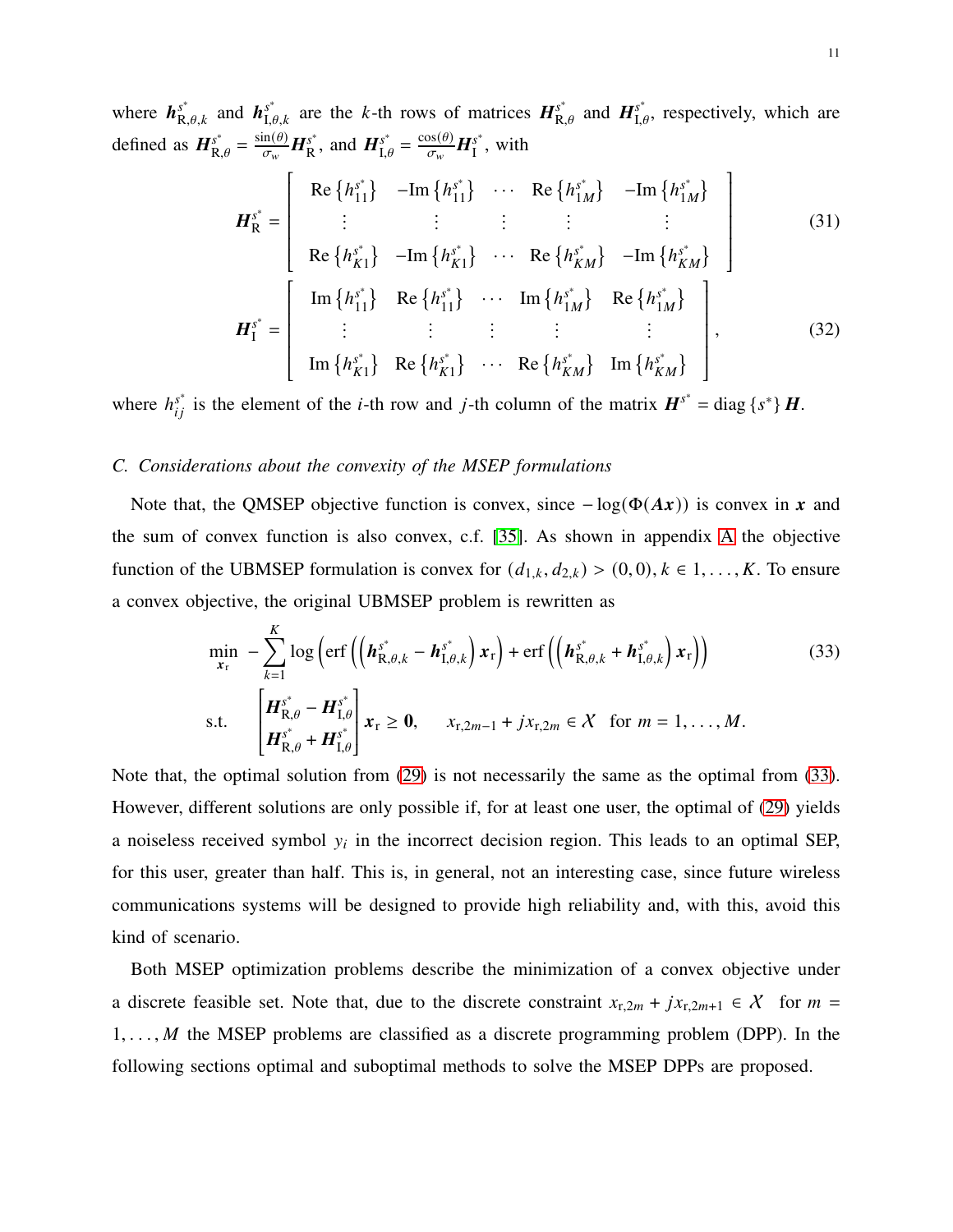where $\boldsymbol{h}^{s^*}_{\mathrm{R},\theta,k}$ and $\boldsymbol{h}^{s^*}_{\mathrm{I},\theta,k}$ are the $k$-th rows of matrices $\boldsymbol{H}^{s^*}_{\mathrm{R},\theta}$ and $\boldsymbol{H}^{s^*}_{\mathrm{I},\theta}$, respectively, which are defined as $\boldsymbol{H}^{s^*}_{\mathrm{R},\theta} = \frac{\sin(\theta)}{\sigma_w}\boldsymbol{H}^{s^*}_{\mathrm{R}}$, and $\boldsymbol{H}^{s^*}_{\mathrm{I},\theta} = \frac{\cos(\theta)}{\sigma_w}\boldsymbol{H}^{s^*}_{\mathrm{I}}$, with

$$\boldsymbol{H}^{s^*}_{\mathrm{R}} = \begin{bmatrix} \mathrm{Re}\left\{h^{s^*}_{11}\right\} & -\mathrm{Im}\left\{h^{s^*}_{11}\right\} & \cdots & \mathrm{Re}\left\{h^{s^*}_{1M}\right\} & -\mathrm{Im}\left\{h^{s^*}_{1M}\right\} \\ \vdots & \vdots & \vdots & \vdots & \vdots \\ \mathrm{Re}\left\{h^{s^*}_{K1}\right\} & -\mathrm{Im}\left\{h^{s^*}_{K1}\right\} & \cdots & \mathrm{Re}\left\{h^{s^*}_{KM}\right\} & -\mathrm{Im}\left\{h^{s^*}_{KM}\right\} \end{bmatrix} \tag{31}$$

$$\boldsymbol{H}^{s^*}_{\mathrm{I}} = \begin{bmatrix} \mathrm{Im}\left\{h^{s^*}_{11}\right\} & \mathrm{Re}\left\{h^{s^*}_{11}\right\} & \cdots & \mathrm{Im}\left\{h^{s^*}_{1M}\right\} & \mathrm{Re}\left\{h^{s^*}_{1M}\right\} \\ \vdots & \vdots & \vdots & \vdots & \vdots \\ \mathrm{Im}\left\{h^{s^*}_{K1}\right\} & \mathrm{Re}\left\{h^{s^*}_{K1}\right\} & \cdots & \mathrm{Re}\left\{h^{s^*}_{KM}\right\} & \mathrm{Im}\left\{h^{s^*}_{KM}\right\} \end{bmatrix}, \tag{32}$$

where $h^{s^*}_{ij}$ is the element of the $i$-th row and $j$-th column of the matrix $\boldsymbol{H}^{s^*} = \mathrm{diag}\left\{s^*\right\}\boldsymbol{H}$.

### C. Considerations about the convexity of the MSEP formulations

Note that, the QMSEP objective function is convex, since $-\log(\Phi(\boldsymbol{A}\boldsymbol{x}))$ is convex in $\boldsymbol{x}$ and the sum of convex function is also convex, c.f. [35]. As shown in appendix A the objective function of the UBMSEP formulation is convex for $(d_{1,k}, d_{2,k}) > (0,0), k \in 1, \ldots, K$. To ensure a convex objective, the original UBMSEP problem is rewritten as

$$\begin{aligned} \min_{\boldsymbol{x}_\mathrm{r}} \; & -\sum_{k=1}^{K} \log\left(\mathrm{erf}\left(\left(\boldsymbol{h}^{s^*}_{\mathrm{R},\theta,k} - \boldsymbol{h}^{s^*}_{\mathrm{I},\theta,k}\right)\boldsymbol{x}_\mathrm{r}\right) + \mathrm{erf}\left(\left(\boldsymbol{h}^{s^*}_{\mathrm{R},\theta,k} + \boldsymbol{h}^{s^*}_{\mathrm{I},\theta,k}\right)\boldsymbol{x}_\mathrm{r}\right)\right) \\ \text{s.t.} \; & \begin{bmatrix} \boldsymbol{H}^{s^*}_{\mathrm{R},\theta} - \boldsymbol{H}^{s^*}_{\mathrm{I},\theta} \\ \boldsymbol{H}^{s^*}_{\mathrm{R},\theta} + \boldsymbol{H}^{s^*}_{\mathrm{I},\theta} \end{bmatrix}\boldsymbol{x}_\mathrm{r} \geq \boldsymbol{0}, \qquad x_{\mathrm{r},2m-1} + jx_{\mathrm{r},2m} \in \mathcal{X} \;\; \text{for } m = 1, \ldots, M. \end{aligned} \tag{33}$$

Note that, the optimal solution from (29) is not necessarily the same as the optimal from (33). However, different solutions are only possible if, for at least one user, the optimal of (29) yields a noiseless received symbol $y_i$ in the incorrect decision region. This leads to an optimal SEP, for this user, greater than half. This is, in general, not an interesting case, since future wireless communications systems will be designed to provide high reliability and, with this, avoid this kind of scenario.

Both MSEP optimization problems describe the minimization of a convex objective under a discrete feasible set. Note that, due to the discrete constraint $x_{\mathrm{r},2m} + jx_{\mathrm{r},2m+1} \in \mathcal{X}$ for $m = 1, \ldots, M$ the MSEP problems are classified as a discrete programming problem (DPP). In the following sections optimal and suboptimal methods to solve the MSEP DPPs are proposed.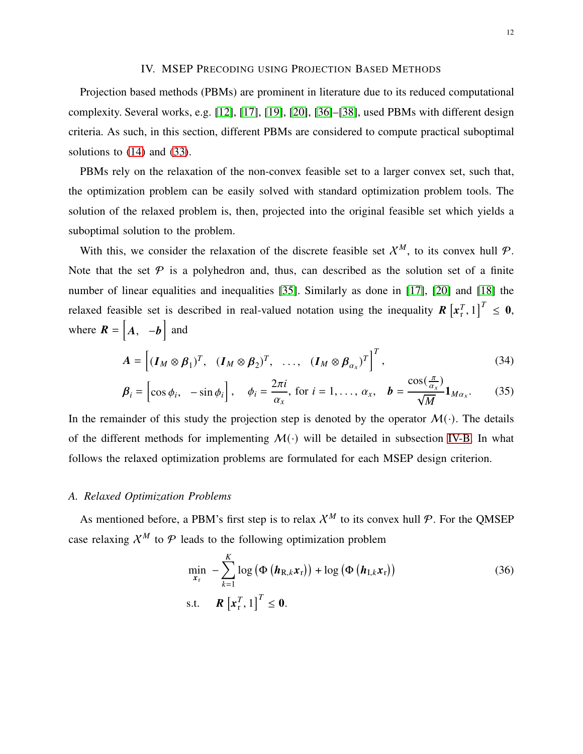## IV. MSEP Precoding using Projection Based Methods

Projection based methods (PBMs) are prominent in literature due to its reduced computational complexity. Several works, e.g. [12], [17], [19], [20], [36]–[38], used PBMs with different design criteria. As such, in this section, different PBMs are considered to compute practical suboptimal solutions to (14) and (33).

PBMs rely on the relaxation of the non-convex feasible set to a larger convex set, such that, the optimization problem can be easily solved with standard optimization problem tools. The solution of the relaxed problem is, then, projected into the original feasible set which yields a suboptimal solution to the problem.

With this, we consider the relaxation of the discrete feasible set $\mathcal{X}^M$, to its convex hull $\mathcal{P}$. Note that the set $\mathcal{P}$ is a polyhedron and, thus, can described as the solution set of a finite number of linear equalities and inequalities [35]. Similarly as done in [17], [20] and [18] the relaxed feasible set is described in real-valued notation using the inequality $\boldsymbol{R}\left[\boldsymbol{x}_{\mathrm{r}}^T, 1\right]^T \leq \boldsymbol{0}$, where $\boldsymbol{R} = \left[\boldsymbol{A}, \ \ -\boldsymbol{b}\right]$ and

$$\boldsymbol{A} = \left[(\boldsymbol{I}_M \otimes \boldsymbol{\beta}_1)^T, \ \ (\boldsymbol{I}_M \otimes \boldsymbol{\beta}_2)^T, \ \ \ldots, \ \ (\boldsymbol{I}_M \otimes \boldsymbol{\beta}_{\alpha_x})^T\right]^T, \tag{34}$$

$$\boldsymbol{\beta}_i = \left[\cos\phi_i, \ \ -\sin\phi_i\right], \quad \phi_i = \frac{2\pi i}{\alpha_x}, \text{ for } i = 1, \ldots, \alpha_x, \quad \boldsymbol{b} = \frac{\cos(\frac{\pi}{\alpha_x})}{\sqrt{M}}\boldsymbol{1}_{M\alpha_x}. \tag{35}$$

In the remainder of this study the projection step is denoted by the operator $\mathcal{M}(\cdot)$. The details of the different methods for implementing $\mathcal{M}(\cdot)$ will be detailed in subsection IV-B. In what follows the relaxed optimization problems are formulated for each MSEP design criterion.

### A. Relaxed Optimization Problems

As mentioned before, a PBM's first step is to relax $\mathcal{X}^M$ to its convex hull $\mathcal{P}$. For the QMSEP case relaxing $\mathcal{X}^M$ to $\mathcal{P}$ leads to the following optimization problem

$$\begin{aligned}
\min_{\boldsymbol{x}_{\mathrm{r}}} \quad & -\sum_{k=1}^{K} \log\left(\Phi\left(\boldsymbol{h}_{\mathrm{R},k}\boldsymbol{x}_{\mathrm{r}}\right)\right) + \log\left(\Phi\left(\boldsymbol{h}_{\mathrm{I},k}\boldsymbol{x}_{\mathrm{r}}\right)\right) \\
\text{s.t.} \quad & \boldsymbol{R}\left[\boldsymbol{x}_{\mathrm{r}}^T, 1\right]^T \leq \boldsymbol{0}.
\end{aligned} \tag{36}$$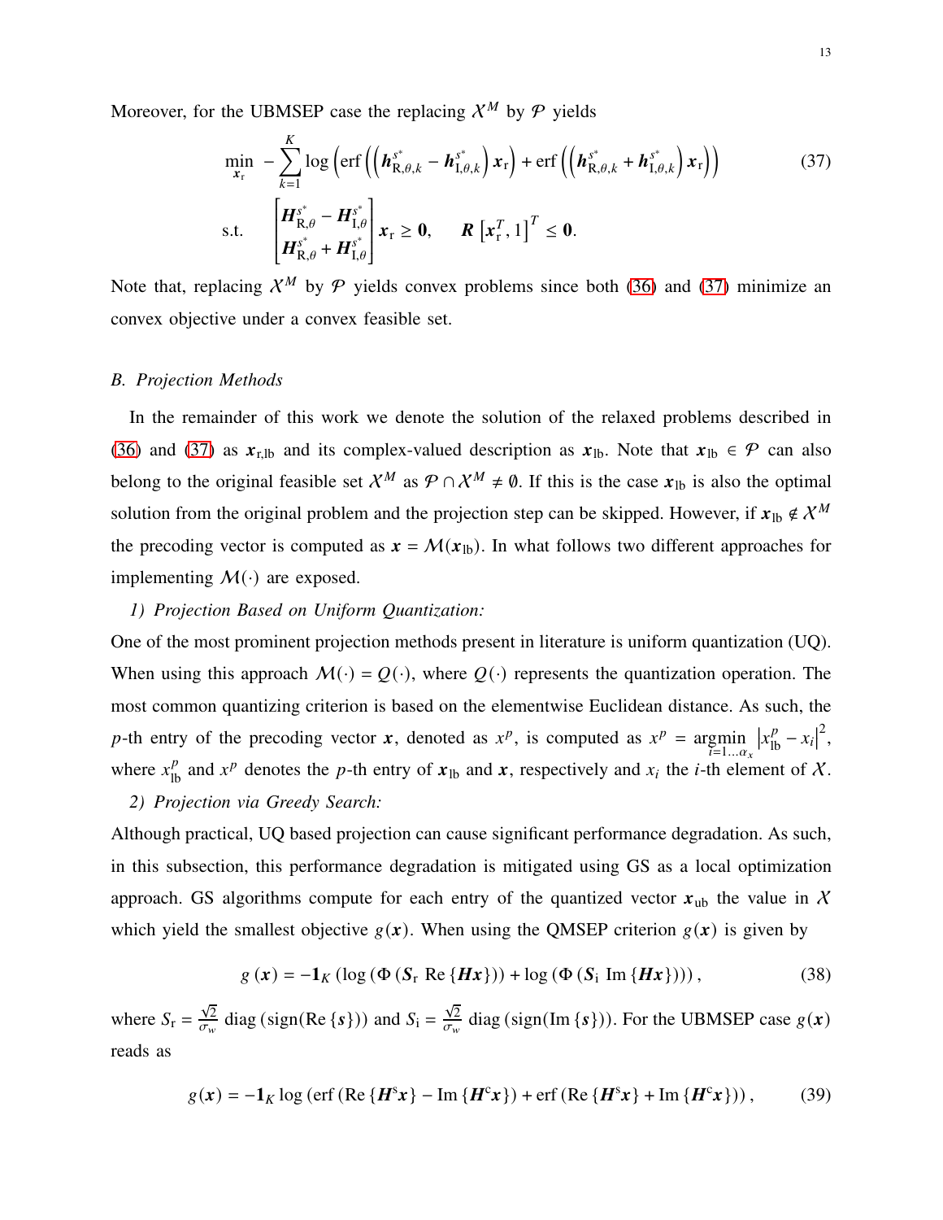Moreover, for the UBMSEP case the replacing $\mathcal{X}^M$ by $\mathcal{P}$ yields

$$
\begin{aligned}
\min_{\boldsymbol{x}_\mathrm{r}} \quad & -\sum_{k=1}^{K} \log\left(\operatorname{erf}\left(\left(\boldsymbol{h}^{s^*}_{\mathrm{R},\theta,k} - \boldsymbol{h}^{s^*}_{\mathrm{I},\theta,k}\right)\boldsymbol{x}_\mathrm{r}\right) + \operatorname{erf}\left(\left(\boldsymbol{h}^{s^*}_{\mathrm{R},\theta,k} + \boldsymbol{h}^{s^*}_{\mathrm{I},\theta,k}\right)\boldsymbol{x}_\mathrm{r}\right)\right) \\
\text{s.t.} \quad & \begin{bmatrix} \boldsymbol{H}^{s^*}_{\mathrm{R},\theta} - \boldsymbol{H}^{s^*}_{\mathrm{I},\theta} \\ \boldsymbol{H}^{s^*}_{\mathrm{R},\theta} + \boldsymbol{H}^{s^*}_{\mathrm{I},\theta} \end{bmatrix} \boldsymbol{x}_\mathrm{r} \geq \boldsymbol{0}, \qquad \boldsymbol{R}\left[\boldsymbol{x}_\mathrm{r}^T, 1\right]^T \leq \boldsymbol{0}.
\end{aligned}
\tag{37}
$$

Note that, replacing $\mathcal{X}^M$ by $\mathcal{P}$ yields convex problems since both (36) and (37) minimize an convex objective under a convex feasible set.

### *B. Projection Methods*

In the remainder of this work we denote the solution of the relaxed problems described in (36) and (37) as $\boldsymbol{x}_{\mathrm{r,lb}}$ and its complex-valued description as $\boldsymbol{x}_{\mathrm{lb}}$. Note that $\boldsymbol{x}_{\mathrm{lb}} \in \mathcal{P}$ can also belong to the original feasible set $\mathcal{X}^M$ as $\mathcal{P} \cap \mathcal{X}^M \neq \emptyset$. If this is the case $\boldsymbol{x}_{\mathrm{lb}}$ is also the optimal solution from the original problem and the projection step can be skipped. However, if $\boldsymbol{x}_{\mathrm{lb}} \notin \mathcal{X}^M$ the precoding vector is computed as $\boldsymbol{x} = \mathcal{M}(\boldsymbol{x}_{\mathrm{lb}})$. In what follows two different approaches for implementing $\mathcal{M}(\cdot)$ are exposed.

#### *1) Projection Based on Uniform Quantization:*

One of the most prominent projection methods present in literature is uniform quantization (UQ). When using this approach $\mathcal{M}(\cdot) = Q(\cdot)$, where $Q(\cdot)$ represents the quantization operation. The most common quantizing criterion is based on the elementwise Euclidean distance. As such, the $p$-th entry of the precoding vector $\boldsymbol{x}$, denoted as $x^p$, is computed as $x^p = \underset{i=1\ldots\alpha_x}{\operatorname{argmin}} \left|x^p_{\mathrm{lb}} - x_i\right|^2$, where $x^p_{\mathrm{lb}}$ and $x^p$ denotes the $p$-th entry of $\boldsymbol{x}_{\mathrm{lb}}$ and $\boldsymbol{x}$, respectively and $x_i$ the $i$-th element of $\mathcal{X}$.

#### *2) Projection via Greedy Search:*

Although practical, UQ based projection can cause significant performance degradation. As such, in this subsection, this performance degradation is mitigated using GS as a local optimization approach. GS algorithms compute for each entry of the quantized vector $\boldsymbol{x}_{\mathrm{ub}}$ the value in $\mathcal{X}$ which yield the smallest objective $g(\boldsymbol{x})$. When using the QMSEP criterion $g(\boldsymbol{x})$ is given by

$$
g\left(\boldsymbol{x}\right) = -\boldsymbol{1}_K \left(\log\left(\Phi\left(\boldsymbol{S}_\mathrm{r}\ \mathrm{Re}\left\{\boldsymbol{H}\boldsymbol{x}\right\}\right)\right) + \log\left(\Phi\left(\boldsymbol{S}_\mathrm{i}\ \mathrm{Im}\left\{\boldsymbol{H}\boldsymbol{x}\right\}\right)\right)\right), \tag{38}
$$

where $S_\mathrm{r} = \frac{\sqrt{2}}{\sigma_w} \operatorname{diag}\left(\operatorname{sign}(\mathrm{Re}\left\{\boldsymbol{s}\right\})\right)$ and $S_\mathrm{i} = \frac{\sqrt{2}}{\sigma_w} \operatorname{diag}\left(\operatorname{sign}(\mathrm{Im}\left\{\boldsymbol{s}\right\})\right)$. For the UBMSEP case $g(\boldsymbol{x})$ reads as

$$
g(\boldsymbol{x}) = -\boldsymbol{1}_K \log\left(\operatorname{erf}\left(\mathrm{Re}\left\{\boldsymbol{H}^\mathrm{s}\boldsymbol{x}\right\} - \mathrm{Im}\left\{\boldsymbol{H}^\mathrm{c}\boldsymbol{x}\right\}\right) + \operatorname{erf}\left(\mathrm{Re}\left\{\boldsymbol{H}^\mathrm{s}\boldsymbol{x}\right\} + \mathrm{Im}\left\{\boldsymbol{H}^\mathrm{c}\boldsymbol{x}\right\}\right)\right), \tag{39}
$$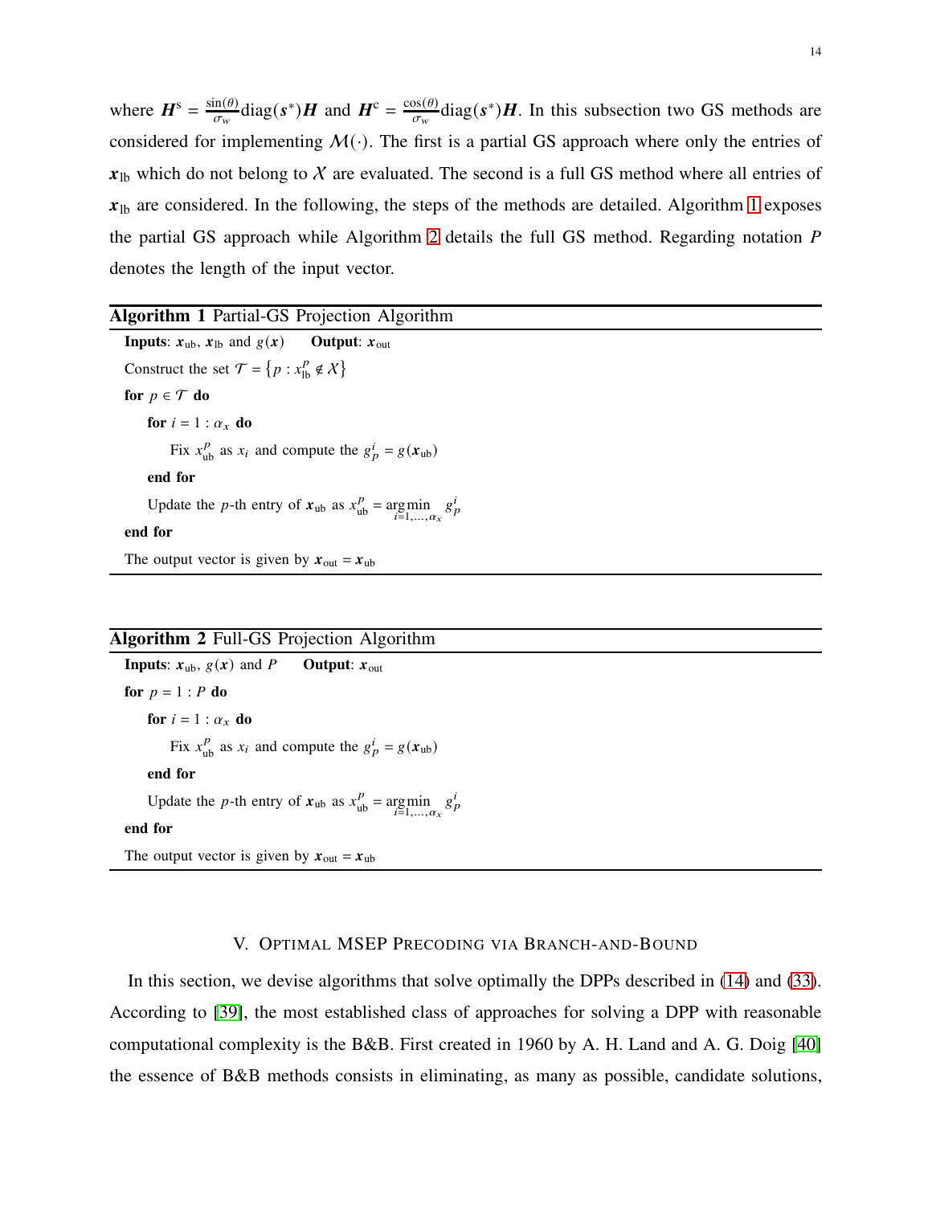where $\boldsymbol{H}^{\mathrm{s}} = \frac{\sin(\theta)}{\sigma_w}\mathrm{diag}(\boldsymbol{s}^*)\boldsymbol{H}$ and $\boldsymbol{H}^{\mathrm{c}} = \frac{\cos(\theta)}{\sigma_w}\mathrm{diag}(\boldsymbol{s}^*)\boldsymbol{H}$. In this subsection two GS methods are considered for implementing $\mathcal{M}(\cdot)$. The first is a partial GS approach where only the entries of $\boldsymbol{x}_{\mathrm{lb}}$ which do not belong to $\mathcal{X}$ are evaluated. The second is a full GS method where all entries of $\boldsymbol{x}_{\mathrm{lb}}$ are considered. In the following, the steps of the methods are detailed. Algorithm 1 exposes the partial GS approach while Algorithm 2 details the full GS method. Regarding notation $P$ denotes the length of the input vector.

---

**Algorithm 1** Partial-GS Projection Algorithm

---

**Inputs**: $\boldsymbol{x}_{\mathrm{ub}}$, $\boldsymbol{x}_{\mathrm{lb}}$ and $g(\boldsymbol{x})$ **Output**: $\boldsymbol{x}_{\mathrm{out}}$

Construct the set $\mathcal{T} = \left\{p : x_{\mathrm{lb}}^p \notin \mathcal{X}\right\}$

**for** $p \in \mathcal{T}$ **do**

  **for** $i = 1 : \alpha_x$ **do**

    Fix $x_{\mathrm{ub}}^p$ as $x_i$ and compute the $g_p^i = g(\boldsymbol{x}_{\mathrm{ub}})$

  **end for**

  Update the $p$-th entry of $\boldsymbol{x}_{\mathrm{ub}}$ as $x_{\mathrm{ub}}^p = \underset{i=1,\dots,\alpha_x}{\arg\min}\ g_p^i$

**end for**

The output vector is given by $\boldsymbol{x}_{\mathrm{out}} = \boldsymbol{x}_{\mathrm{ub}}$

---

**Algorithm 2** Full-GS Projection Algorithm

---

**Inputs**: $\boldsymbol{x}_{\mathrm{ub}}$, $g(\boldsymbol{x})$ and $P$ **Output**: $\boldsymbol{x}_{\mathrm{out}}$

**for** $p = 1 : P$ **do**

  **for** $i = 1 : \alpha_x$ **do**

    Fix $x_{\mathrm{ub}}^p$ as $x_i$ and compute the $g_p^i = g(\boldsymbol{x}_{\mathrm{ub}})$

  **end for**

  Update the $p$-th entry of $\boldsymbol{x}_{\mathrm{ub}}$ as $x_{\mathrm{ub}}^p = \underset{i=1,\dots,\alpha_x}{\arg\min}\ g_p^i$

**end for**

The output vector is given by $\boldsymbol{x}_{\mathrm{out}} = \boldsymbol{x}_{\mathrm{ub}}$

---

## V. Optimal MSEP Precoding via Branch-and-Bound

In this section, we devise algorithms that solve optimally the DPPs described in (14) and (33). According to [39], the most established class of approaches for solving a DPP with reasonable computational complexity is the B&B. First created in 1960 by A. H. Land and A. G. Doig [40] the essence of B&B methods consists in eliminating, as many as possible, candidate solutions,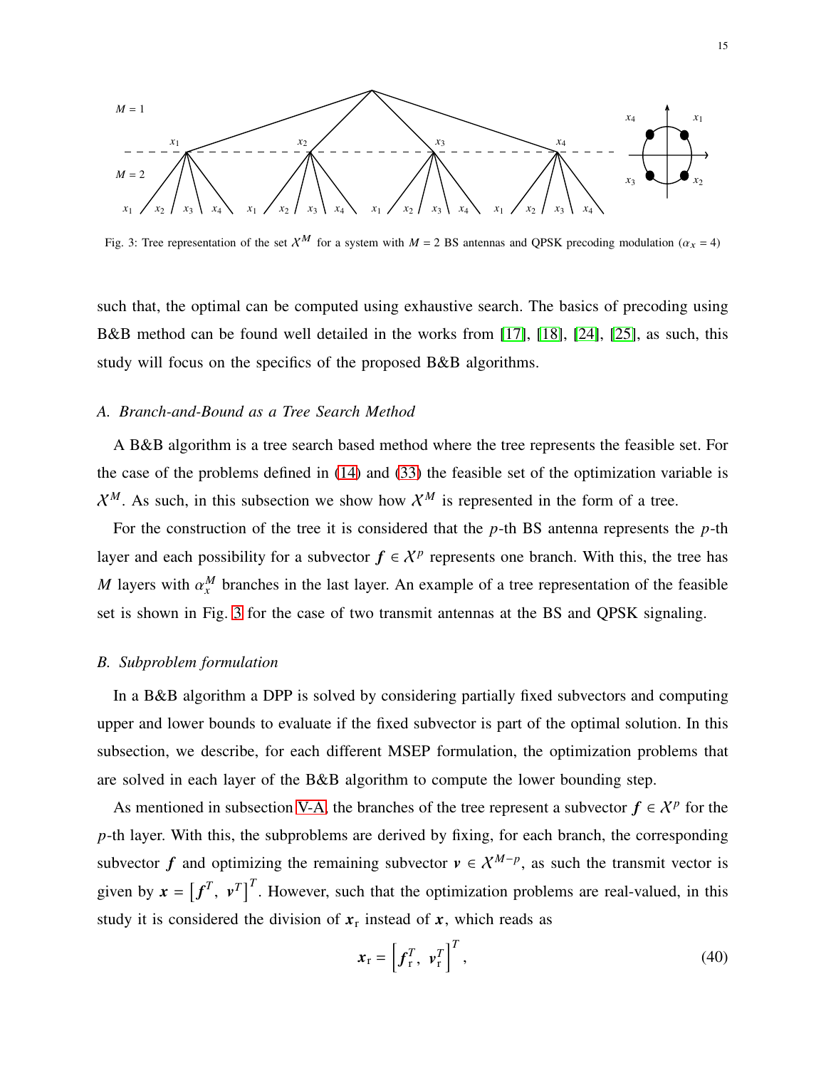Fig. 3: Tree representation of the set $\mathcal{X}^M$ for a system with $M = 2$ BS antennas and QPSK precoding modulation ($\alpha_x = 4$)

such that, the optimal can be computed using exhaustive search. The basics of precoding using B&B method can be found well detailed in the works from [17], [18], [24], [25], as such, this study will focus on the specifics of the proposed B&B algorithms.

### A. Branch-and-Bound as a Tree Search Method

A B&B algorithm is a tree search based method where the tree represents the feasible set. For the case of the problems defined in (14) and (33) the feasible set of the optimization variable is $\mathcal{X}^M$. As such, in this subsection we show how $\mathcal{X}^M$ is represented in the form of a tree.

For the construction of the tree it is considered that the $p$-th BS antenna represents the $p$-th layer and each possibility for a subvector $\boldsymbol{f} \in \mathcal{X}^p$ represents one branch. With this, the tree has $M$ layers with $\alpha_x^M$ branches in the last layer. An example of a tree representation of the feasible set is shown in Fig. 3 for the case of two transmit antennas at the BS and QPSK signaling.

### B. Subproblem formulation

In a B&B algorithm a DPP is solved by considering partially fixed subvectors and computing upper and lower bounds to evaluate if the fixed subvector is part of the optimal solution. In this subsection, we describe, for each different MSEP formulation, the optimization problems that are solved in each layer of the B&B algorithm to compute the lower bounding step.

As mentioned in subsection V-A, the branches of the tree represent a subvector $\boldsymbol{f} \in \mathcal{X}^p$ for the $p$-th layer. With this, the subproblems are derived by fixing, for each branch, the corresponding subvector $\boldsymbol{f}$ and optimizing the remaining subvector $\boldsymbol{v} \in \mathcal{X}^{M-p}$, as such the transmit vector is given by $\boldsymbol{x} = \left[\boldsymbol{f}^T, \ \boldsymbol{v}^T\right]^T$. However, such that the optimization problems are real-valued, in this study it is considered the division of $\boldsymbol{x}_{\mathrm{r}}$ instead of $\boldsymbol{x}$, which reads as

$$\boldsymbol{x}_{\mathrm{r}} = \left[\boldsymbol{f}_{\mathrm{r}}^T, \ \boldsymbol{v}_{\mathrm{r}}^T\right]^T, \tag{40}$$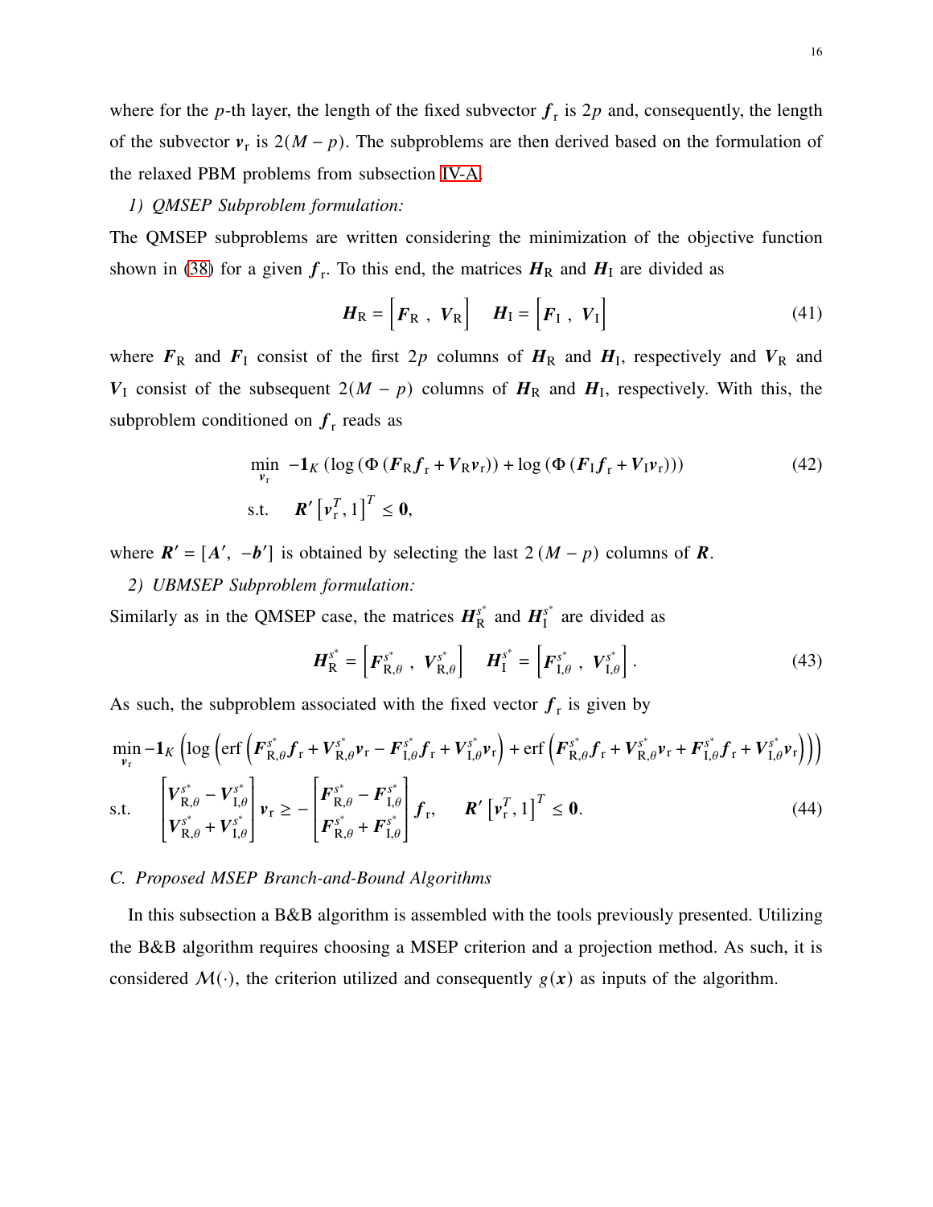where for the $p$-th layer, the length of the fixed subvector $\boldsymbol{f}_\mathrm{r}$ is $2p$ and, consequently, the length of the subvector $\boldsymbol{v}_\mathrm{r}$ is $2(M-p)$. The subproblems are then derived based on the formulation of the relaxed PBM problems from subsection IV-A.

*1) QMSEP Subproblem formulation:*

The QMSEP subproblems are written considering the minimization of the objective function shown in (38) for a given $\boldsymbol{f}_\mathrm{r}$. To this end, the matrices $\boldsymbol{H}_\mathrm{R}$ and $\boldsymbol{H}_\mathrm{I}$ are divided as

$$\boldsymbol{H}_\mathrm{R} = \left[\boldsymbol{F}_\mathrm{R}\ ,\ \boldsymbol{V}_\mathrm{R}\right] \quad \boldsymbol{H}_\mathrm{I} = \left[\boldsymbol{F}_\mathrm{I}\ ,\ \boldsymbol{V}_\mathrm{I}\right] \tag{41}$$

where $\boldsymbol{F}_\mathrm{R}$ and $\boldsymbol{F}_\mathrm{I}$ consist of the first $2p$ columns of $\boldsymbol{H}_\mathrm{R}$ and $\boldsymbol{H}_\mathrm{I}$, respectively and $\boldsymbol{V}_\mathrm{R}$ and $\boldsymbol{V}_\mathrm{I}$ consist of the subsequent $2(M-p)$ columns of $\boldsymbol{H}_\mathrm{R}$ and $\boldsymbol{H}_\mathrm{I}$, respectively. With this, the subproblem conditioned on $\boldsymbol{f}_\mathrm{r}$ reads as

$$\begin{aligned}
&\min_{\boldsymbol{v}_\mathrm{r}}\ -\mathbf{1}_K\left(\log\left(\Phi\left(\boldsymbol{F}_\mathrm{R}\boldsymbol{f}_\mathrm{r}+\boldsymbol{V}_\mathrm{R}\boldsymbol{v}_\mathrm{r}\right)\right)+\log\left(\Phi\left(\boldsymbol{F}_\mathrm{I}\boldsymbol{f}_\mathrm{r}+\boldsymbol{V}_\mathrm{I}\boldsymbol{v}_\mathrm{r}\right)\right)\right) \\
&\text{s.t.}\quad \boldsymbol{R}'\left[\boldsymbol{v}_\mathrm{r}^T, 1\right]^T \leq \mathbf{0},
\end{aligned} \tag{42}$$

where $\boldsymbol{R}' = [\boldsymbol{A}',\ -\boldsymbol{b}']$ is obtained by selecting the last $2\,(M-p)$ columns of $\boldsymbol{R}$.

*2) UBMSEP Subproblem formulation:*

Similarly as in the QMSEP case, the matrices $\boldsymbol{H}_\mathrm{R}^{s^*}$ and $\boldsymbol{H}_\mathrm{I}^{s^*}$ are divided as

$$\boldsymbol{H}_\mathrm{R}^{s^*} = \left[\boldsymbol{F}_{\mathrm{R},\theta}^{s^*}\ ,\ \boldsymbol{V}_{\mathrm{R},\theta}^{s^*}\right] \quad \boldsymbol{H}_\mathrm{I}^{s^*} = \left[\boldsymbol{F}_{\mathrm{I},\theta}^{s^*}\ ,\ \boldsymbol{V}_{\mathrm{I},\theta}^{s^*}\right]. \tag{43}$$

As such, the subproblem associated with the fixed vector $\boldsymbol{f}_\mathrm{r}$ is given by

$$\begin{aligned}
&\min_{\boldsymbol{v}_\mathrm{r}} -\mathbf{1}_K\left(\log\left(\operatorname{erf}\left(\boldsymbol{F}_{\mathrm{R},\theta}^{s^*}\boldsymbol{f}_\mathrm{r}+\boldsymbol{V}_{\mathrm{R},\theta}^{s^*}\boldsymbol{v}_\mathrm{r}-\boldsymbol{F}_{\mathrm{I},\theta}^{s^*}\boldsymbol{f}_\mathrm{r}+\boldsymbol{V}_{\mathrm{I},\theta}^{s^*}\boldsymbol{v}_\mathrm{r}\right)+\operatorname{erf}\left(\boldsymbol{F}_{\mathrm{R},\theta}^{s^*}\boldsymbol{f}_\mathrm{r}+\boldsymbol{V}_{\mathrm{R},\theta}^{s^*}\boldsymbol{v}_\mathrm{r}+\boldsymbol{F}_{\mathrm{I},\theta}^{s^*}\boldsymbol{f}_\mathrm{r}+\boldsymbol{V}_{\mathrm{I},\theta}^{s^*}\boldsymbol{v}_\mathrm{r}\right)\right)\right) \\
&\text{s.t.}\quad \begin{bmatrix}\boldsymbol{V}_{\mathrm{R},\theta}^{s^*}-\boldsymbol{V}_{\mathrm{I},\theta}^{s^*}\\ \boldsymbol{V}_{\mathrm{R},\theta}^{s^*}+\boldsymbol{V}_{\mathrm{I},\theta}^{s^*}\end{bmatrix}\boldsymbol{v}_\mathrm{r} \geq -\begin{bmatrix}\boldsymbol{F}_{\mathrm{R},\theta}^{s^*}-\boldsymbol{F}_{\mathrm{I},\theta}^{s^*}\\ \boldsymbol{F}_{\mathrm{R},\theta}^{s^*}+\boldsymbol{F}_{\mathrm{I},\theta}^{s^*}\end{bmatrix}\boldsymbol{f}_\mathrm{r}, \qquad \boldsymbol{R}'\left[\boldsymbol{v}_\mathrm{r}^T, 1\right]^T \leq \mathbf{0}.
\end{aligned} \tag{44}$$

### C. Proposed MSEP Branch-and-Bound Algorithms

In this subsection a B&B algorithm is assembled with the tools previously presented. Utilizing the B&B algorithm requires choosing a MSEP criterion and a projection method. As such, it is considered $\mathcal{M}(\cdot)$, the criterion utilized and consequently $g(\boldsymbol{x})$ as inputs of the algorithm.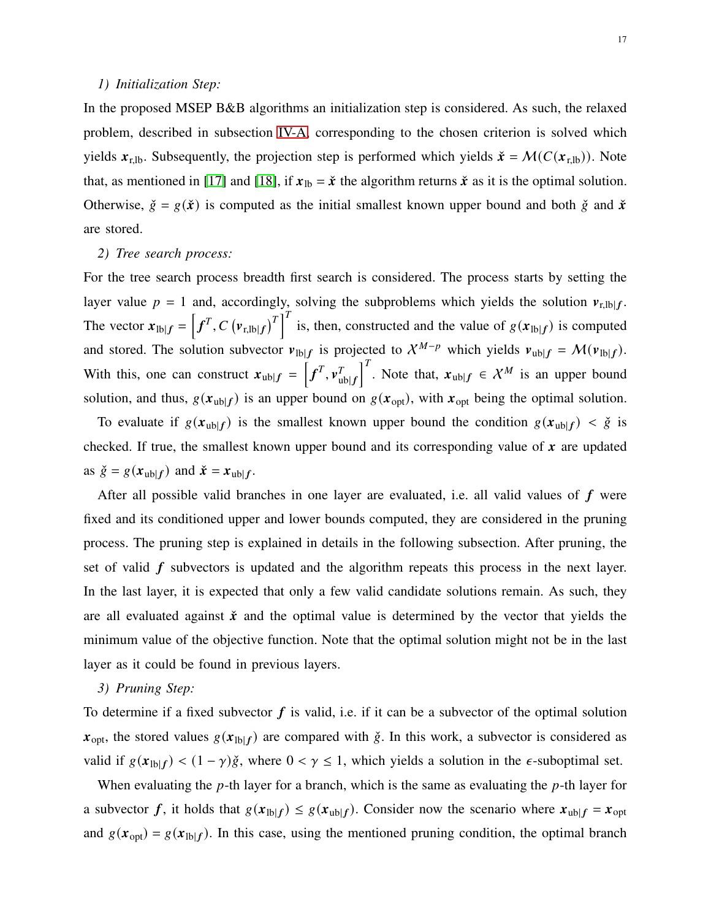*1) Initialization Step:*

In the proposed MSEP B&B algorithms an initialization step is considered. As such, the relaxed problem, described in subsection IV-A, corresponding to the chosen criterion is solved which yields $\boldsymbol{x}_{\text{r,lb}}$. Subsequently, the projection step is performed which yields $\check{\boldsymbol{x}} = \mathcal{M}(C(\boldsymbol{x}_{\text{r,lb}}))$. Note that, as mentioned in [17] and [18], if $\boldsymbol{x}_{\text{lb}} = \check{\boldsymbol{x}}$ the algorithm returns $\check{\boldsymbol{x}}$ as it is the optimal solution. Otherwise, $\check{g} = g(\check{\boldsymbol{x}})$ is computed as the initial smallest known upper bound and both $\check{g}$ and $\check{\boldsymbol{x}}$ are stored.

*2) Tree search process:*

For the tree search process breadth first search is considered. The process starts by setting the layer value $p = 1$ and, accordingly, solving the subproblems which yields the solution $\boldsymbol{v}_{\text{r,lb}|\boldsymbol{f}}$. The vector $\boldsymbol{x}_{\text{lb}|\boldsymbol{f}} = \left[\boldsymbol{f}^T, C\left(\boldsymbol{v}_{\text{r,lb}|\boldsymbol{f}}\right)^T\right]^T$ is, then, constructed and the value of $g(\boldsymbol{x}_{\text{lb}|\boldsymbol{f}})$ is computed and stored. The solution subvector $\boldsymbol{v}_{\text{lb}|\boldsymbol{f}}$ is projected to $\mathcal{X}^{M-p}$ which yields $\boldsymbol{v}_{\text{ub}|\boldsymbol{f}} = \mathcal{M}(\boldsymbol{v}_{\text{lb}|\boldsymbol{f}})$. With this, one can construct $\boldsymbol{x}_{\text{ub}|\boldsymbol{f}} = \left[\boldsymbol{f}^T, \boldsymbol{v}_{\text{ub}|\boldsymbol{f}}^T\right]^T$. Note that, $\boldsymbol{x}_{\text{ub}|\boldsymbol{f}} \in \mathcal{X}^M$ is an upper bound solution, and thus, $g(\boldsymbol{x}_{\text{ub}|\boldsymbol{f}})$ is an upper bound on $g(\boldsymbol{x}_{\text{opt}})$, with $\boldsymbol{x}_{\text{opt}}$ being the optimal solution.

To evaluate if $g(\boldsymbol{x}_{\text{ub}|\boldsymbol{f}})$ is the smallest known upper bound the condition $g(\boldsymbol{x}_{\text{ub}|\boldsymbol{f}}) < \check{g}$ is checked. If true, the smallest known upper bound and its corresponding value of $\boldsymbol{x}$ are updated as $\check{g} = g(\boldsymbol{x}_{\text{ub}|\boldsymbol{f}})$ and $\check{\boldsymbol{x}} = \boldsymbol{x}_{\text{ub}|\boldsymbol{f}}$.

After all possible valid branches in one layer are evaluated, i.e. all valid values of $\boldsymbol{f}$ were fixed and its conditioned upper and lower bounds computed, they are considered in the pruning process. The pruning step is explained in details in the following subsection. After pruning, the set of valid $\boldsymbol{f}$ subvectors is updated and the algorithm repeats this process in the next layer. In the last layer, it is expected that only a few valid candidate solutions remain. As such, they are all evaluated against $\check{\boldsymbol{x}}$ and the optimal value is determined by the vector that yields the minimum value of the objective function. Note that the optimal solution might not be in the last layer as it could be found in previous layers.

*3) Pruning Step:*

To determine if a fixed subvector $\boldsymbol{f}$ is valid, i.e. if it can be a subvector of the optimal solution $\boldsymbol{x}_{\text{opt}}$, the stored values $g(\boldsymbol{x}_{\text{lb}|\boldsymbol{f}})$ are compared with $\check{g}$. In this work, a subvector is considered as valid if $g(\boldsymbol{x}_{\text{lb}|\boldsymbol{f}}) < (1 - \gamma)\check{g}$, where $0 < \gamma \leq 1$, which yields a solution in the $\epsilon$-suboptimal set.

When evaluating the $p$-th layer for a branch, which is the same as evaluating the $p$-th layer for a subvector $\boldsymbol{f}$, it holds that $g(\boldsymbol{x}_{\text{lb}|\boldsymbol{f}}) \leq g(\boldsymbol{x}_{\text{ub}|\boldsymbol{f}})$. Consider now the scenario where $\boldsymbol{x}_{\text{ub}|\boldsymbol{f}} = \boldsymbol{x}_{\text{opt}}$ and $g(\boldsymbol{x}_{\text{opt}}) = g(\boldsymbol{x}_{\text{lb}|\boldsymbol{f}})$. In this case, using the mentioned pruning condition, the optimal branch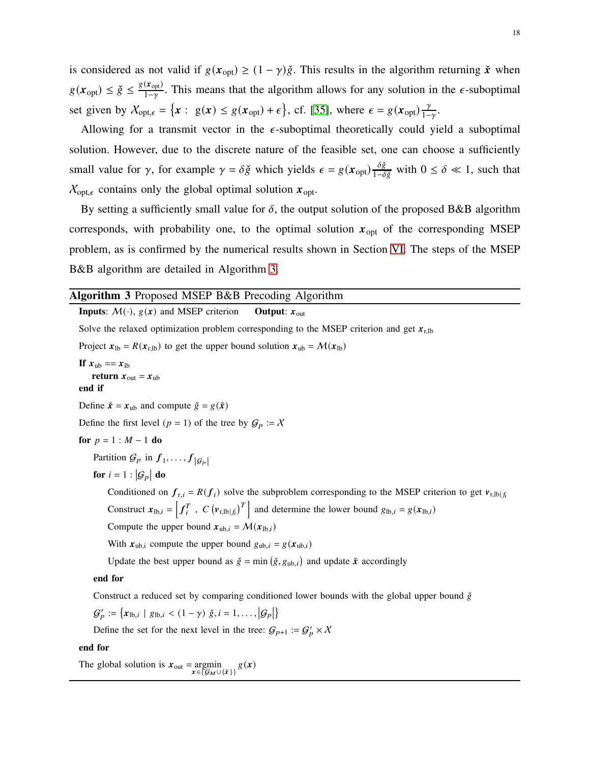is considered as not valid if $g(\boldsymbol{x}_{\text{opt}}) \geq (1-\gamma)\breve{g}$. This results in the algorithm returning $\breve{\boldsymbol{x}}$ when $g(\boldsymbol{x}_{\text{opt}}) \leq \breve{g} \leq \frac{g(\boldsymbol{x}_{\text{opt}})}{1-\gamma}$. This means that the algorithm allows for any solution in the $\epsilon$-suboptimal set given by $\mathcal{X}_{\text{opt},\epsilon} = \left\{\boldsymbol{x} : \ g(\boldsymbol{x}) \leq g(\boldsymbol{x}_{\text{opt}}) + \epsilon\right\}$, cf. [35], where $\epsilon = g(\boldsymbol{x}_{\text{opt}})\frac{\gamma}{1-\gamma}$.

Allowing for a transmit vector in the $\epsilon$-suboptimal theoretically could yield a suboptimal solution. However, due to the discrete nature of the feasible set, one can choose a sufficiently small value for $\gamma$, for example $\gamma = \delta\breve{g}$ which yields $\epsilon = g(\boldsymbol{x}_{\text{opt}})\frac{\delta\breve{g}}{1-\delta\breve{g}}$ with $0 \leq \delta \ll 1$, such that $\mathcal{X}_{\text{opt},\epsilon}$ contains only the global optimal solution $\boldsymbol{x}_{\text{opt}}$.

By setting a sufficiently small value for $\delta$, the output solution of the proposed B&B algorithm corresponds, with probability one, to the optimal solution $\boldsymbol{x}_{\text{opt}}$ of the corresponding MSEP problem, as is confirmed by the numerical results shown in Section VI. The steps of the MSEP B&B algorithm are detailed in Algorithm 3.

**Algorithm 3** Proposed MSEP B&B Precoding Algorithm

**Inputs**: $\mathcal{M}(\cdot)$, $g(\boldsymbol{x})$ and MSEP criterion **Output**: $\boldsymbol{x}_{\text{out}}$

Solve the relaxed optimization problem corresponding to the MSEP criterion and get $\boldsymbol{x}_{\text{r,lb}}$

Project $\boldsymbol{x}_{\text{lb}} = R(\boldsymbol{x}_{\text{r,lb}})$ to get the upper bound solution $\boldsymbol{x}_{\text{ub}} = \mathcal{M}(\boldsymbol{x}_{\text{lb}})$

**If** $\boldsymbol{x}_{\text{ub}} == \boldsymbol{x}_{\text{lb}}$
  **return** $\boldsymbol{x}_{\text{out}} = \boldsymbol{x}_{\text{ub}}$
**end if**

Define $\breve{\boldsymbol{x}} = \boldsymbol{x}_{\text{ub}}$ and compute $\breve{g} = g(\breve{\boldsymbol{x}})$

Define the first level ($p = 1$) of the tree by $\mathcal{G}_p := \mathcal{X}$

**for** $p = 1 : M-1$ **do**
  Partition $\mathcal{G}_p$ in $\boldsymbol{f}_1, \ldots, \boldsymbol{f}_{|\mathcal{G}_p|}$
  **for** $i = 1 : |\mathcal{G}_p|$ **do**
    Conditioned on $\boldsymbol{f}_{\text{r},i} = R(\boldsymbol{f}_i)$ solve the subproblem corresponding to the MSEP criterion to get $\boldsymbol{v}_{\text{r,lb}|f_i}$
    Construct $\boldsymbol{x}_{\text{lb},i} = \left[\boldsymbol{f}_i^T \ , \ C\left(\boldsymbol{v}_{\text{r,lb}|f_i}\right)^T\right]$ and determine the lower bound $g_{\text{lb},i} = g(\boldsymbol{x}_{\text{lb},i})$
    Compute the upper bound $\boldsymbol{x}_{\text{ub},i} = \mathcal{M}(\boldsymbol{x}_{\text{lb},i})$
    With $\boldsymbol{x}_{\text{ub,i}}$ compute the upper bound $g_{\text{ub},i} = g(\boldsymbol{x}_{\text{ub},i})$
    Update the best upper bound as $\breve{g} = \min\left(\breve{g}, g_{\text{ub},i}\right)$ and update $\breve{\boldsymbol{x}}$ accordingly
  **end for**
  Construct a reduced set by comparing conditioned lower bounds with the global upper bound $\breve{g}$
  $\mathcal{G}_p' := \left\{\boldsymbol{x}_{\text{lb},i} \mid g_{\text{lb},i} < (1-\gamma)\ \breve{g}, i = 1, \ldots, |\mathcal{G}_p|\right\}$
  Define the set for the next level in the tree: $\mathcal{G}_{p+1} := \mathcal{G}_p' \times \mathcal{X}$
**end for**

The global solution is $\boldsymbol{x}_{\text{out}} = \underset{\boldsymbol{x} \in \{\mathcal{G}_M \cup \{\breve{\boldsymbol{x}}\}\}}{\operatorname{argmin}} g(\boldsymbol{x})$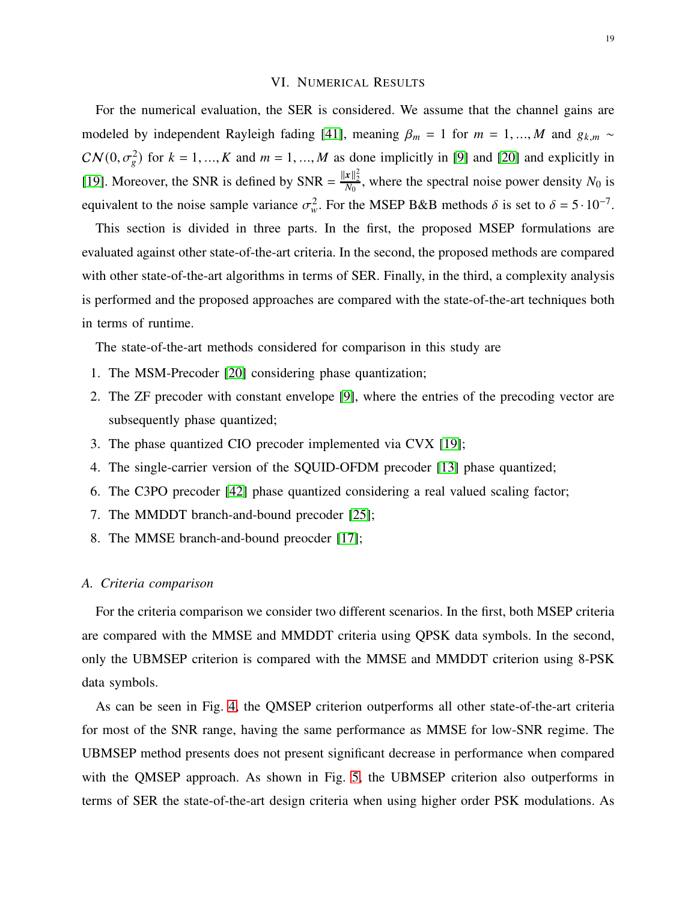## VI. Numerical Results

For the numerical evaluation, the SER is considered. We assume that the channel gains are modeled by independent Rayleigh fading [41], meaning $\beta_m = 1$ for $m = 1, \dots, M$ and $g_{k,m} \sim \mathcal{CN}(0, \sigma_g^2)$ for $k = 1, \dots, K$ and $m = 1, \dots, M$ as done implicitly in [9] and [20] and explicitly in [19]. Moreover, the SNR is defined by $\text{SNR} = \frac{\|\boldsymbol{x}\|_2^2}{N_0}$, where the spectral noise power density $N_0$ is equivalent to the noise sample variance $\sigma_w^2$. For the MSEP B&B methods $\delta$ is set to $\delta = 5 \cdot 10^{-7}$.

This section is divided in three parts. In the first, the proposed MSEP formulations are evaluated against other state-of-the-art criteria. In the second, the proposed methods are compared with other state-of-the-art algorithms in terms of SER. Finally, in the third, a complexity analysis is performed and the proposed approaches are compared with the state-of-the-art techniques both in terms of runtime.

The state-of-the-art methods considered for comparison in this study are

1. The MSM-Precoder [20] considering phase quantization;
2. The ZF precoder with constant envelope [9], where the entries of the precoding vector are subsequently phase quantized;
3. The phase quantized CIO precoder implemented via CVX [19];
4. The single-carrier version of the SQUID-OFDM precoder [13] phase quantized;
6. The C3PO precoder [42] phase quantized considering a real valued scaling factor;
7. The MMDDT branch-and-bound precoder [25];
8. The MMSE branch-and-bound preocder [17];

### A. Criteria comparison

For the criteria comparison we consider two different scenarios. In the first, both MSEP criteria are compared with the MMSE and MMDDT criteria using QPSK data symbols. In the second, only the UBMSEP criterion is compared with the MMSE and MMDDT criterion using 8-PSK data symbols.

As can be seen in Fig. 4, the QMSEP criterion outperforms all other state-of-the-art criteria for most of the SNR range, having the same performance as MMSE for low-SNR regime. The UBMSEP method presents does not present significant decrease in performance when compared with the QMSEP approach. As shown in Fig. 5, the UBMSEP criterion also outperforms in terms of SER the state-of-the-art design criteria when using higher order PSK modulations. As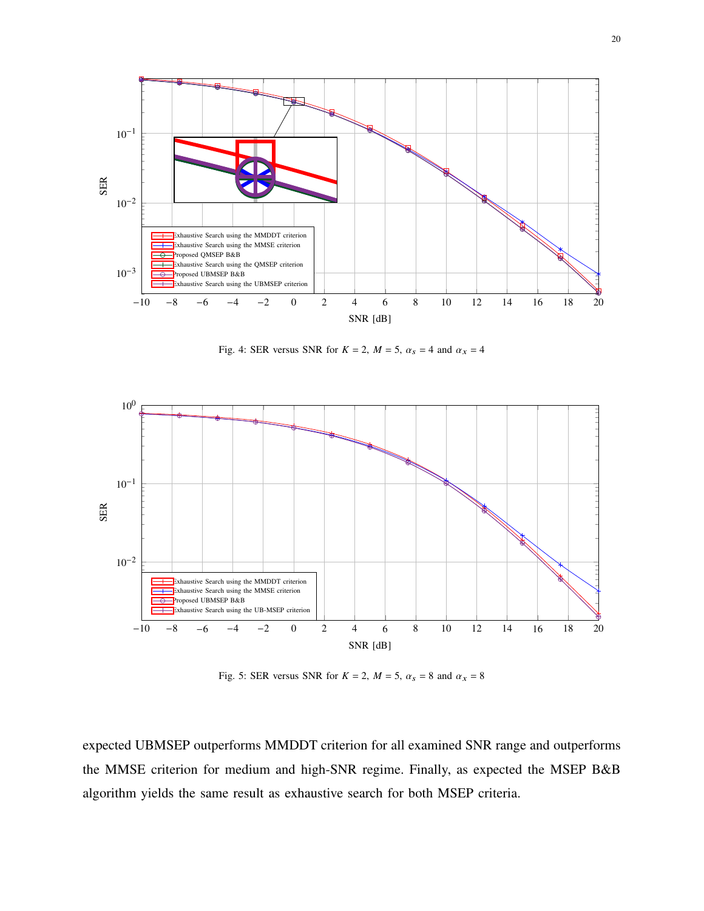Fig. 4: SER versus SNR for $K = 2$, $M = 5$, $\alpha_s = 4$ and $\alpha_x = 4$

Fig. 5: SER versus SNR for $K = 2$, $M = 5$, $\alpha_s = 8$ and $\alpha_x = 8$

expected UBMSEP outperforms MMDDT criterion for all examined SNR range and outperforms the MMSE criterion for medium and high-SNR regime. Finally, as expected the MSEP B&B algorithm yields the same result as exhaustive search for both MSEP criteria.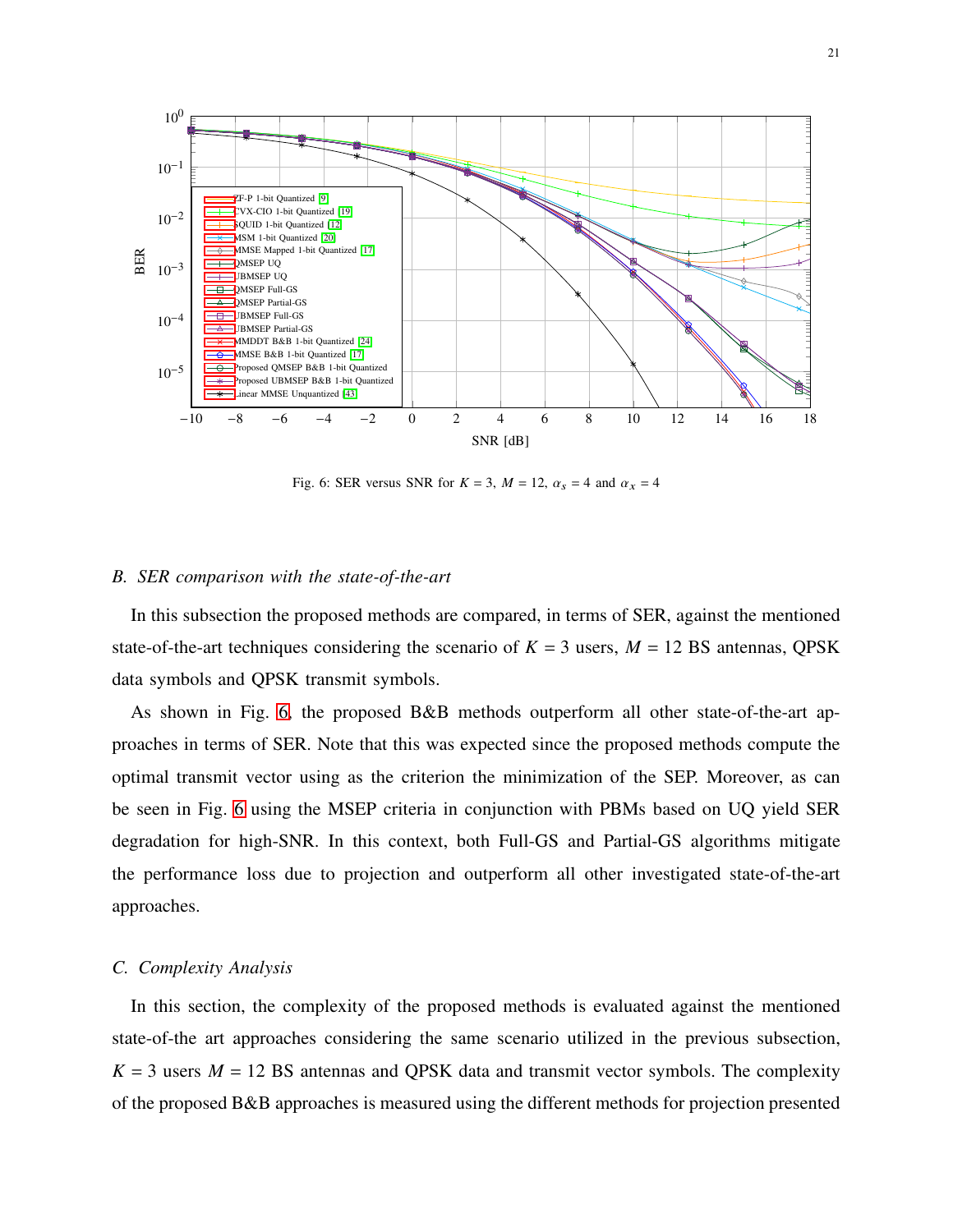Fig. 6: SER versus SNR for $K = 3$, $M = 12$, $\alpha_s = 4$ and $\alpha_x = 4$

### B. SER comparison with the state-of-the-art

In this subsection the proposed methods are compared, in terms of SER, against the mentioned state-of-the-art techniques considering the scenario of $K = 3$ users, $M = 12$ BS antennas, QPSK data symbols and QPSK transmit symbols.

As shown in Fig. 6, the proposed B&B methods outperform all other state-of-the-art approaches in terms of SER. Note that this was expected since the proposed methods compute the optimal transmit vector using as the criterion the minimization of the SEP. Moreover, as can be seen in Fig. 6 using the MSEP criteria in conjunction with PBMs based on UQ yield SER degradation for high-SNR. In this context, both Full-GS and Partial-GS algorithms mitigate the performance loss due to projection and outperform all other investigated state-of-the-art approaches.

### C. Complexity Analysis

In this section, the complexity of the proposed methods is evaluated against the mentioned state-of-the art approaches considering the same scenario utilized in the previous subsection, $K = 3$ users $M = 12$ BS antennas and QPSK data and transmit vector symbols. The complexity of the proposed B&B approaches is measured using the different methods for projection presented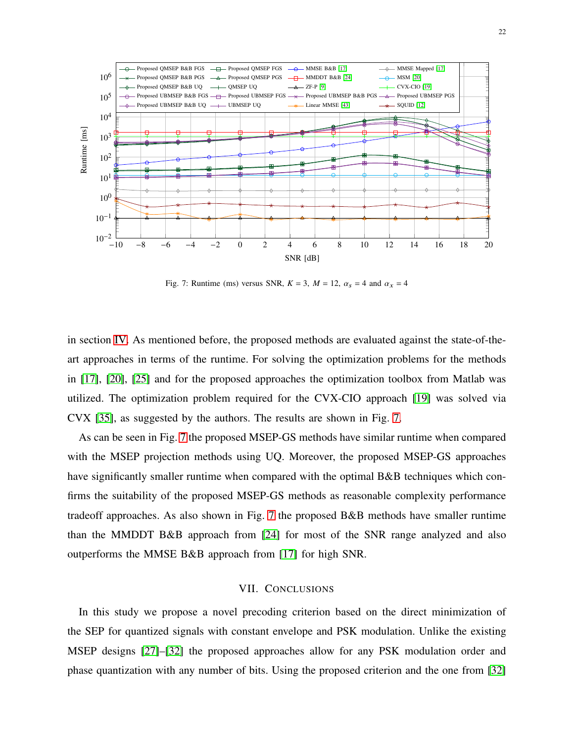Fig. 7: Runtime (ms) versus SNR, $K = 3$, $M = 12$, $\alpha_s = 4$ and $\alpha_x = 4$

in section IV. As mentioned before, the proposed methods are evaluated against the state-of-the-art approaches in terms of the runtime. For solving the optimization problems for the methods in [17], [20], [25] and for the proposed approaches the optimization toolbox from Matlab was utilized. The optimization problem required for the CVX-CIO approach [19] was solved via CVX [35], as suggested by the authors. The results are shown in Fig. 7.

As can be seen in Fig. 7 the proposed MSEP-GS methods have similar runtime when compared with the MSEP projection methods using UQ. Moreover, the proposed MSEP-GS approaches have significantly smaller runtime when compared with the optimal B&B techniques which confirms the suitability of the proposed MSEP-GS methods as reasonable complexity performance tradeoff approaches. As also shown in Fig. 7 the proposed B&B methods have smaller runtime than the MMDDT B&B approach from [24] for most of the SNR range analyzed and also outperforms the MMSE B&B approach from [17] for high SNR.

## VII. Conclusions

In this study we propose a novel precoding criterion based on the direct minimization of the SEP for quantized signals with constant envelope and PSK modulation. Unlike the existing MSEP designs [27]–[32] the proposed approaches allow for any PSK modulation order and phase quantization with any number of bits. Using the proposed criterion and the one from [32]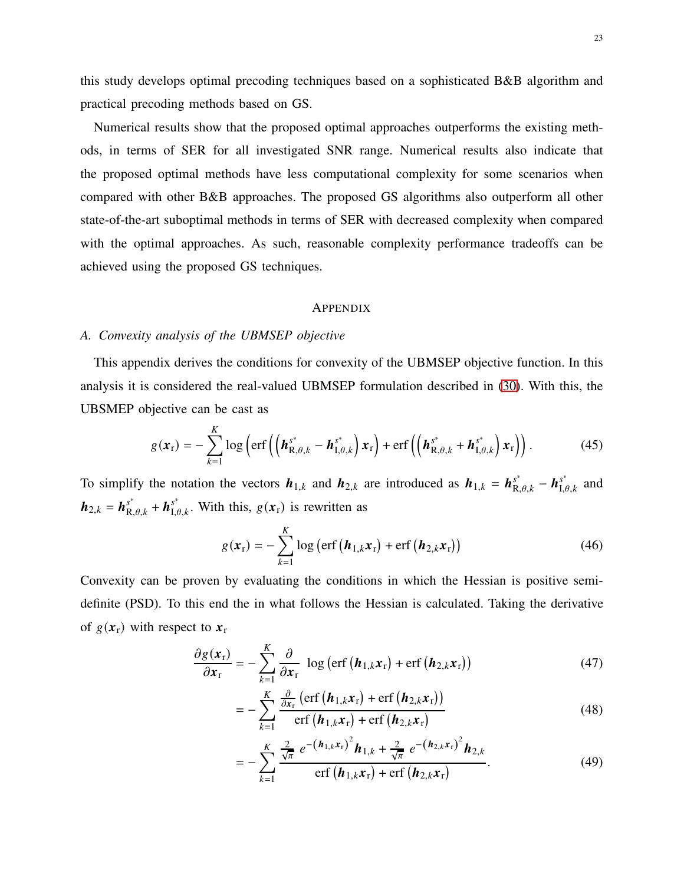this study develops optimal precoding techniques based on a sophisticated B&B algorithm and practical precoding methods based on GS.

Numerical results show that the proposed optimal approaches outperforms the existing methods, in terms of SER for all investigated SNR range. Numerical results also indicate that the proposed optimal methods have less computational complexity for some scenarios when compared with other B&B approaches. The proposed GS algorithms also outperform all other state-of-the-art suboptimal methods in terms of SER with decreased complexity when compared with the optimal approaches. As such, reasonable complexity performance tradeoffs can be achieved using the proposed GS techniques.

## Appendix

### A. Convexity analysis of the UBMSEP objective

This appendix derives the conditions for convexity of the UBMSEP objective function. In this analysis it is considered the real-valued UBMSEP formulation described in (30). With this, the UBSMEP objective can be cast as

$$g(\boldsymbol{x}_\mathrm{r}) = -\sum_{k=1}^{K} \log\left(\mathrm{erf}\left(\left(\boldsymbol{h}^{s^*}_{\mathrm{R},\theta,k} - \boldsymbol{h}^{s^*}_{\mathrm{I},\theta,k}\right)\boldsymbol{x}_\mathrm{r}\right) + \mathrm{erf}\left(\left(\boldsymbol{h}^{s^*}_{\mathrm{R},\theta,k} + \boldsymbol{h}^{s^*}_{\mathrm{I},\theta,k}\right)\boldsymbol{x}_\mathrm{r}\right)\right). \tag{45}$$

To simplify the notation the vectors $\boldsymbol{h}_{1,k}$ and $\boldsymbol{h}_{2,k}$ are introduced as $\boldsymbol{h}_{1,k} = \boldsymbol{h}^{s^*}_{\mathrm{R},\theta,k} - \boldsymbol{h}^{s^*}_{\mathrm{I},\theta,k}$ and $\boldsymbol{h}_{2,k} = \boldsymbol{h}^{s^*}_{\mathrm{R},\theta,k} + \boldsymbol{h}^{s^*}_{\mathrm{I},\theta,k}$. With this, $g(\boldsymbol{x}_\mathrm{r})$ is rewritten as

$$g(\boldsymbol{x}_\mathrm{r}) = -\sum_{k=1}^{K} \log\left(\mathrm{erf}\left(\boldsymbol{h}_{1,k}\boldsymbol{x}_\mathrm{r}\right) + \mathrm{erf}\left(\boldsymbol{h}_{2,k}\boldsymbol{x}_\mathrm{r}\right)\right) \tag{46}$$

Convexity can be proven by evaluating the conditions in which the Hessian is positive semi-definite (PSD). To this end the in what follows the Hessian is calculated. Taking the derivative of $g(\boldsymbol{x}_\mathrm{r})$ with respect to $\boldsymbol{x}_\mathrm{r}$

$$\frac{\partial g(\boldsymbol{x}_\mathrm{r})}{\partial \boldsymbol{x}_\mathrm{r}} = -\sum_{k=1}^{K} \frac{\partial}{\partial \boldsymbol{x}_\mathrm{r}} \ \log\left(\mathrm{erf}\left(\boldsymbol{h}_{1,k}\boldsymbol{x}_\mathrm{r}\right) + \mathrm{erf}\left(\boldsymbol{h}_{2,k}\boldsymbol{x}_\mathrm{r}\right)\right) \tag{47}$$

$$= -\sum_{k=1}^{K} \frac{\frac{\partial}{\partial \boldsymbol{x}_\mathrm{r}}\left(\mathrm{erf}\left(\boldsymbol{h}_{1,k}\boldsymbol{x}_\mathrm{r}\right) + \mathrm{erf}\left(\boldsymbol{h}_{2,k}\boldsymbol{x}_\mathrm{r}\right)\right)}{\mathrm{erf}\left(\boldsymbol{h}_{1,k}\boldsymbol{x}_\mathrm{r}\right) + \mathrm{erf}\left(\boldsymbol{h}_{2,k}\boldsymbol{x}_\mathrm{r}\right)} \tag{48}$$

$$= -\sum_{k=1}^{K} \frac{\frac{2}{\sqrt{\pi}}\ e^{-\left(\boldsymbol{h}_{1,k}\boldsymbol{x}_\mathrm{r}\right)^2}\boldsymbol{h}_{1,k} + \frac{2}{\sqrt{\pi}}\ e^{-\left(\boldsymbol{h}_{2,k}\boldsymbol{x}_\mathrm{r}\right)^2}\boldsymbol{h}_{2,k}}{\mathrm{erf}\left(\boldsymbol{h}_{1,k}\boldsymbol{x}_\mathrm{r}\right) + \mathrm{erf}\left(\boldsymbol{h}_{2,k}\boldsymbol{x}_\mathrm{r}\right)}. \tag{49}$$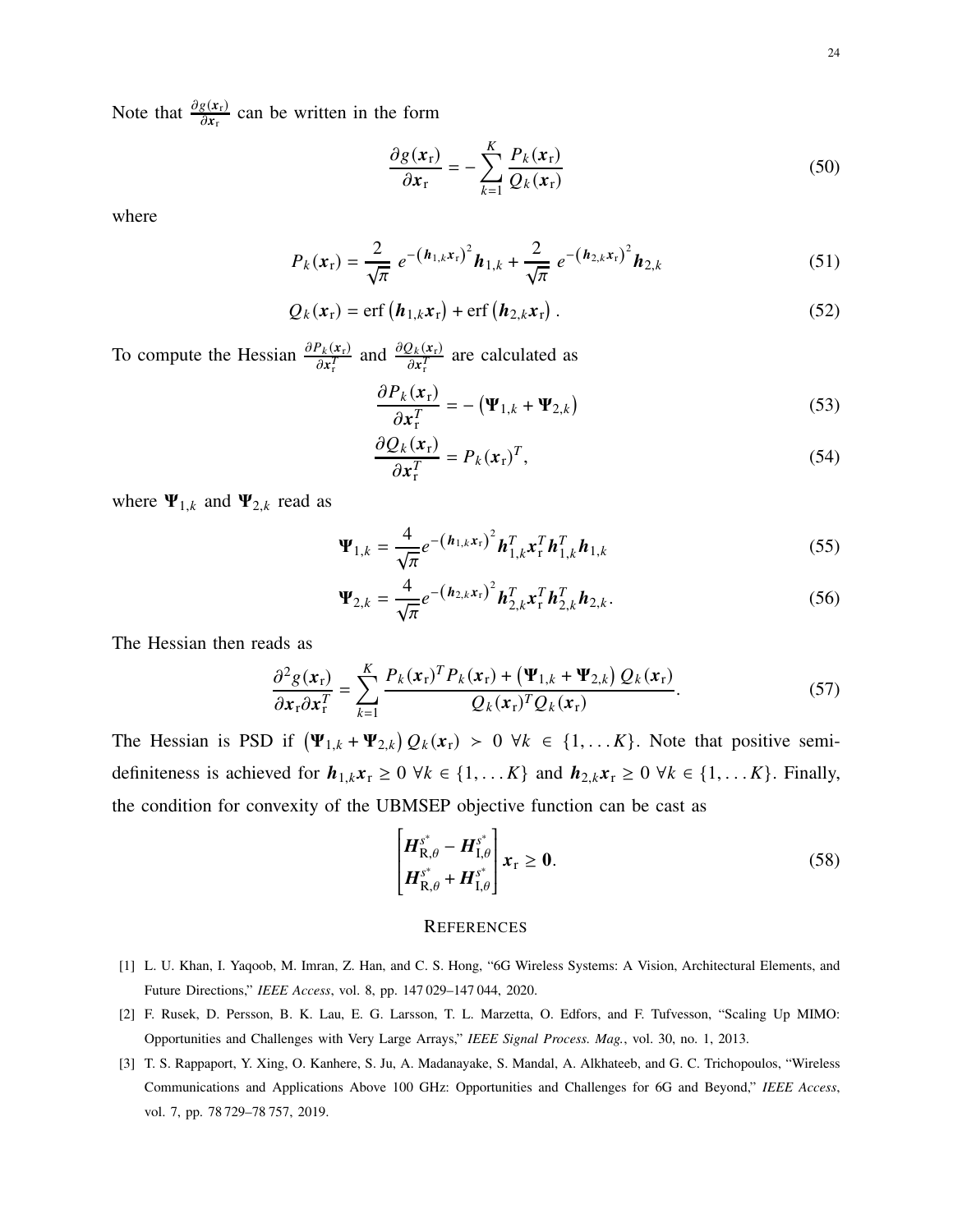Note that $\frac{\partial g(\boldsymbol{x}_\mathrm{r})}{\partial \boldsymbol{x}_\mathrm{r}}$ can be written in the form

$$\frac{\partial g(\boldsymbol{x}_\mathrm{r})}{\partial \boldsymbol{x}_\mathrm{r}} = -\sum_{k=1}^{K} \frac{P_k(\boldsymbol{x}_\mathrm{r})}{Q_k(\boldsymbol{x}_\mathrm{r})} \tag{50}$$

where

$$P_k(\boldsymbol{x}_\mathrm{r}) = \frac{2}{\sqrt{\pi}}\, e^{-\left(\boldsymbol{h}_{1,k}\boldsymbol{x}_\mathrm{r}\right)^2} \boldsymbol{h}_{1,k} + \frac{2}{\sqrt{\pi}}\, e^{-\left(\boldsymbol{h}_{2,k}\boldsymbol{x}_\mathrm{r}\right)^2} \boldsymbol{h}_{2,k} \tag{51}$$

$$Q_k(\boldsymbol{x}_\mathrm{r}) = \operatorname{erf}\left(\boldsymbol{h}_{1,k}\boldsymbol{x}_\mathrm{r}\right) + \operatorname{erf}\left(\boldsymbol{h}_{2,k}\boldsymbol{x}_\mathrm{r}\right). \tag{52}$$

To compute the Hessian $\frac{\partial P_k(\boldsymbol{x}_\mathrm{r})}{\partial \boldsymbol{x}_\mathrm{r}^T}$ and $\frac{\partial Q_k(\boldsymbol{x}_\mathrm{r})}{\partial \boldsymbol{x}_\mathrm{r}^T}$ are calculated as

$$\frac{\partial P_k(\boldsymbol{x}_\mathrm{r})}{\partial \boldsymbol{x}_\mathrm{r}^T} = -\left(\boldsymbol{\Psi}_{1,k} + \boldsymbol{\Psi}_{2,k}\right) \tag{53}$$

$$\frac{\partial Q_k(\boldsymbol{x}_\mathrm{r})}{\partial \boldsymbol{x}_\mathrm{r}^T} = P_k(\boldsymbol{x}_\mathrm{r})^T, \tag{54}$$

where $\boldsymbol{\Psi}_{1,k}$ and $\boldsymbol{\Psi}_{2,k}$ read as

$$\boldsymbol{\Psi}_{1,k} = \frac{4}{\sqrt{\pi}} e^{-\left(\boldsymbol{h}_{1,k}\boldsymbol{x}_\mathrm{r}\right)^2} \boldsymbol{h}_{1,k}^T \boldsymbol{x}_\mathrm{r}^T \boldsymbol{h}_{1,k}^T \boldsymbol{h}_{1,k} \tag{55}$$

$$\boldsymbol{\Psi}_{2,k} = \frac{4}{\sqrt{\pi}} e^{-\left(\boldsymbol{h}_{2,k}\boldsymbol{x}_\mathrm{r}\right)^2} \boldsymbol{h}_{2,k}^T \boldsymbol{x}_\mathrm{r}^T \boldsymbol{h}_{2,k}^T \boldsymbol{h}_{2,k}. \tag{56}$$

The Hessian then reads as

$$\frac{\partial^2 g(\boldsymbol{x}_\mathrm{r})}{\partial \boldsymbol{x}_\mathrm{r} \partial \boldsymbol{x}_\mathrm{r}^T} = \sum_{k=1}^{K} \frac{P_k(\boldsymbol{x}_\mathrm{r})^T P_k(\boldsymbol{x}_\mathrm{r}) + \left(\boldsymbol{\Psi}_{1,k} + \boldsymbol{\Psi}_{2,k}\right) Q_k(\boldsymbol{x}_\mathrm{r})}{Q_k(\boldsymbol{x}_\mathrm{r})^T Q_k(\boldsymbol{x}_\mathrm{r})}. \tag{57}$$

The Hessian is PSD if $\left(\boldsymbol{\Psi}_{1,k} + \boldsymbol{\Psi}_{2,k}\right) Q_k(\boldsymbol{x}_\mathrm{r}) \succ 0 \ \forall k \in \{1, \dots K\}$. Note that positive semi-definiteness is achieved for $\boldsymbol{h}_{1,k}\boldsymbol{x}_\mathrm{r} \geq 0 \ \forall k \in \{1, \dots K\}$ and $\boldsymbol{h}_{2,k}\boldsymbol{x}_\mathrm{r} \geq 0 \ \forall k \in \{1, \dots K\}$. Finally, the condition for convexity of the UBMSEP objective function can be cast as

$$\begin{bmatrix} \boldsymbol{H}_{\mathrm{R},\theta}^{s^*} - \boldsymbol{H}_{\mathrm{I},\theta}^{s^*} \\ \boldsymbol{H}_{\mathrm{R},\theta}^{s^*} + \boldsymbol{H}_{\mathrm{I},\theta}^{s^*} \end{bmatrix} \boldsymbol{x}_\mathrm{r} \geq \boldsymbol{0}. \tag{58}$$

## References

[1] L. U. Khan, I. Yaqoob, M. Imran, Z. Han, and C. S. Hong, "6G Wireless Systems: A Vision, Architectural Elements, and Future Directions," *IEEE Access*, vol. 8, pp. 147 029–147 044, 2020.

[2] F. Rusek, D. Persson, B. K. Lau, E. G. Larsson, T. L. Marzetta, O. Edfors, and F. Tufvesson, "Scaling Up MIMO: Opportunities and Challenges with Very Large Arrays," *IEEE Signal Process. Mag.*, vol. 30, no. 1, 2013.

[3] T. S. Rappaport, Y. Xing, O. Kanhere, S. Ju, A. Madanayake, S. Mandal, A. Alkhateeb, and G. C. Trichopoulos, "Wireless Communications and Applications Above 100 GHz: Opportunities and Challenges for 6G and Beyond," *IEEE Access*, vol. 7, pp. 78 729–78 757, 2019.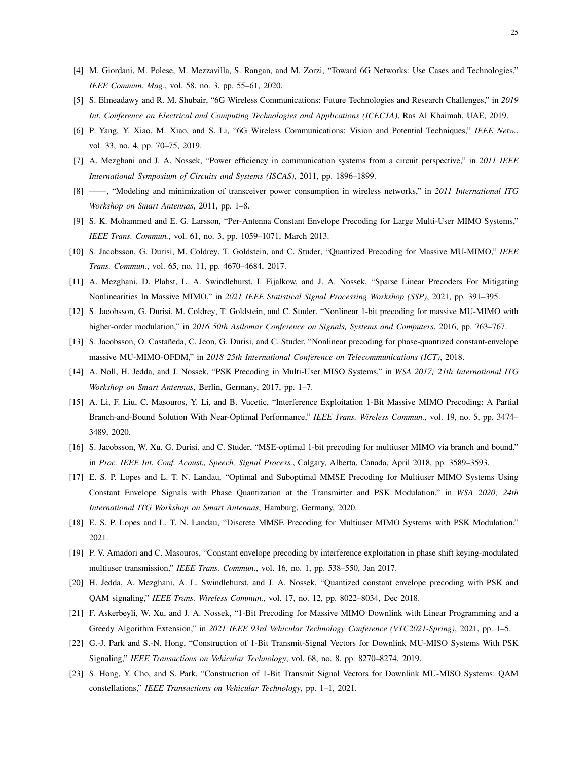[4] M. Giordani, M. Polese, M. Mezzavilla, S. Rangan, and M. Zorzi, "Toward 6G Networks: Use Cases and Technologies," *IEEE Commun. Mag.*, vol. 58, no. 3, pp. 55–61, 2020.

[5] S. Elmeadawy and R. M. Shubair, "6G Wireless Communications: Future Technologies and Research Challenges," in *2019 Int. Conference on Electrical and Computing Technologies and Applications (ICECTA)*, Ras Al Khaimah, UAE, 2019.

[6] P. Yang, Y. Xiao, M. Xiao, and S. Li, "6G Wireless Communications: Vision and Potential Techniques," *IEEE Netw.*, vol. 33, no. 4, pp. 70–75, 2019.

[7] A. Mezghani and J. A. Nossek, "Power efficiency in communication systems from a circuit perspective," in *2011 IEEE International Symposium of Circuits and Systems (ISCAS)*, 2011, pp. 1896–1899.

[8] ——, "Modeling and minimization of transceiver power consumption in wireless networks," in *2011 International ITG Workshop on Smart Antennas*, 2011, pp. 1–8.

[9] S. K. Mohammed and E. G. Larsson, "Per-Antenna Constant Envelope Precoding for Large Multi-User MIMO Systems," *IEEE Trans. Commun.*, vol. 61, no. 3, pp. 1059–1071, March 2013.

[10] S. Jacobsson, G. Durisi, M. Coldrey, T. Goldstein, and C. Studer, "Quantized Precoding for Massive MU-MIMO," *IEEE Trans. Commun.*, vol. 65, no. 11, pp. 4670–4684, 2017.

[11] A. Mezghani, D. Plabst, L. A. Swindlehurst, I. Fijalkow, and J. A. Nossek, "Sparse Linear Precoders For Mitigating Nonlinearities In Massive MIMO," in *2021 IEEE Statistical Signal Processing Workshop (SSP)*, 2021, pp. 391–395.

[12] S. Jacobsson, G. Durisi, M. Coldrey, T. Goldstein, and C. Studer, "Nonlinear 1-bit precoding for massive MU-MIMO with higher-order modulation," in *2016 50th Asilomar Conference on Signals, Systems and Computers*, 2016, pp. 763–767.

[13] S. Jacobsson, O. Castañeda, C. Jeon, G. Durisi, and C. Studer, "Nonlinear precoding for phase-quantized constant-envelope massive MU-MIMO-OFDM," in *2018 25th International Conference on Telecommunications (ICT)*, 2018.

[14] A. Noll, H. Jedda, and J. Nossek, "PSK Precoding in Multi-User MISO Systems," in *WSA 2017; 21th International ITG Workshop on Smart Antennas*, Berlin, Germany, 2017, pp. 1–7.

[15] A. Li, F. Liu, C. Masouros, Y. Li, and B. Vucetic, "Interference Exploitation 1-Bit Massive MIMO Precoding: A Partial Branch-and-Bound Solution With Near-Optimal Performance," *IEEE Trans. Wireless Commun.*, vol. 19, no. 5, pp. 3474–3489, 2020.

[16] S. Jacobsson, W. Xu, G. Durisi, and C. Studer, "MSE-optimal 1-bit precoding for multiuser MIMO via branch and bound," in *Proc. IEEE Int. Conf. Acoust., Speech, Signal Process.*, Calgary, Alberta, Canada, April 2018, pp. 3589–3593.

[17] E. S. P. Lopes and L. T. N. Landau, "Optimal and Suboptimal MMSE Precoding for Multiuser MIMO Systems Using Constant Envelope Signals with Phase Quantization at the Transmitter and PSK Modulation," in *WSA 2020; 24th International ITG Workshop on Smart Antennas*, Hamburg, Germany, 2020.

[18] E. S. P. Lopes and L. T. N. Landau, "Discrete MMSE Precoding for Multiuser MIMO Systems with PSK Modulation," 2021.

[19] P. V. Amadori and C. Masouros, "Constant envelope precoding by interference exploitation in phase shift keying-modulated multiuser transmission," *IEEE Trans. Commun.*, vol. 16, no. 1, pp. 538–550, Jan 2017.

[20] H. Jedda, A. Mezghani, A. L. Swindlehurst, and J. A. Nossek, "Quantized constant envelope precoding with PSK and QAM signaling," *IEEE Trans. Wireless Commun.*, vol. 17, no. 12, pp. 8022–8034, Dec 2018.

[21] F. Askerbeyli, W. Xu, and J. A. Nossek, "1-Bit Precoding for Massive MIMO Downlink with Linear Programming and a Greedy Algorithm Extension," in *2021 IEEE 93rd Vehicular Technology Conference (VTC2021-Spring)*, 2021, pp. 1–5.

[22] G.-J. Park and S.-N. Hong, "Construction of 1-Bit Transmit-Signal Vectors for Downlink MU-MISO Systems With PSK Signaling," *IEEE Transactions on Vehicular Technology*, vol. 68, no. 8, pp. 8270–8274, 2019.

[23] S. Hong, Y. Cho, and S. Park, "Construction of 1-Bit Transmit Signal Vectors for Downlink MU-MISO Systems: QAM constellations," *IEEE Transactions on Vehicular Technology*, pp. 1–1, 2021.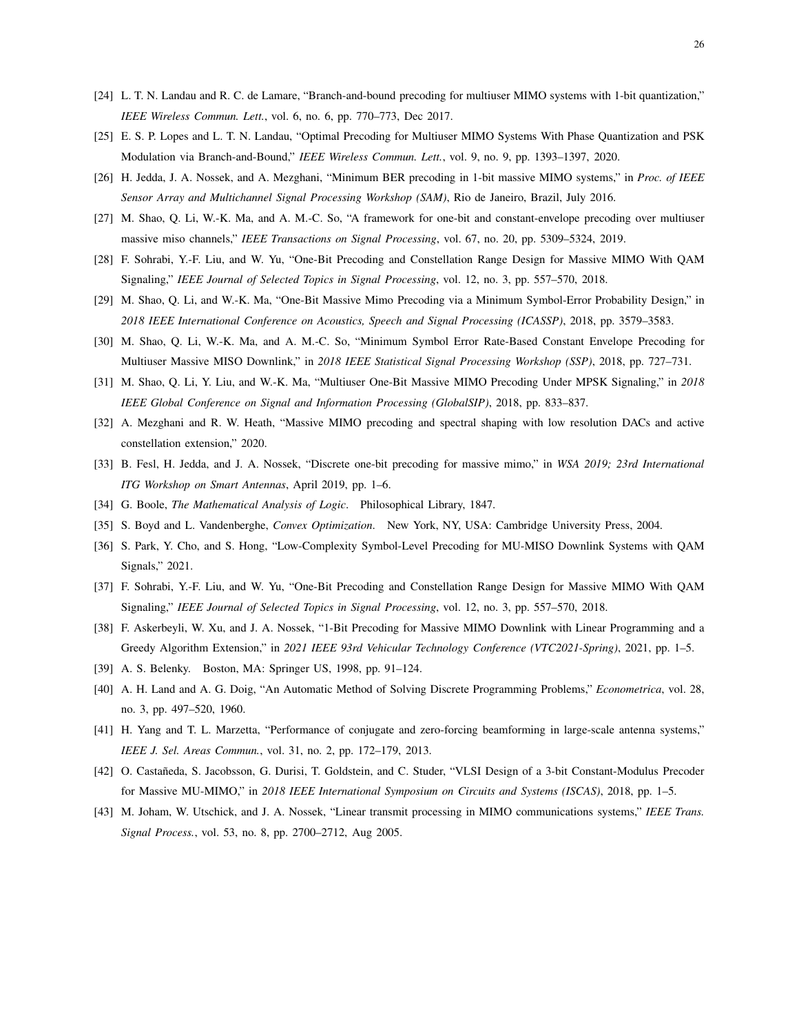[24] L. T. N. Landau and R. C. de Lamare, "Branch-and-bound precoding for multiuser MIMO systems with 1-bit quantization," *IEEE Wireless Commun. Lett.*, vol. 6, no. 6, pp. 770–773, Dec 2017.

[25] E. S. P. Lopes and L. T. N. Landau, "Optimal Precoding for Multiuser MIMO Systems With Phase Quantization and PSK Modulation via Branch-and-Bound," *IEEE Wireless Commun. Lett.*, vol. 9, no. 9, pp. 1393–1397, 2020.

[26] H. Jedda, J. A. Nossek, and A. Mezghani, "Minimum BER precoding in 1-bit massive MIMO systems," in *Proc. of IEEE Sensor Array and Multichannel Signal Processing Workshop (SAM)*, Rio de Janeiro, Brazil, July 2016.

[27] M. Shao, Q. Li, W.-K. Ma, and A. M.-C. So, "A framework for one-bit and constant-envelope precoding over multiuser massive miso channels," *IEEE Transactions on Signal Processing*, vol. 67, no. 20, pp. 5309–5324, 2019.

[28] F. Sohrabi, Y.-F. Liu, and W. Yu, "One-Bit Precoding and Constellation Range Design for Massive MIMO With QAM Signaling," *IEEE Journal of Selected Topics in Signal Processing*, vol. 12, no. 3, pp. 557–570, 2018.

[29] M. Shao, Q. Li, and W.-K. Ma, "One-Bit Massive Mimo Precoding via a Minimum Symbol-Error Probability Design," in *2018 IEEE International Conference on Acoustics, Speech and Signal Processing (ICASSP)*, 2018, pp. 3579–3583.

[30] M. Shao, Q. Li, W.-K. Ma, and A. M.-C. So, "Minimum Symbol Error Rate-Based Constant Envelope Precoding for Multiuser Massive MISO Downlink," in *2018 IEEE Statistical Signal Processing Workshop (SSP)*, 2018, pp. 727–731.

[31] M. Shao, Q. Li, Y. Liu, and W.-K. Ma, "Multiuser One-Bit Massive MIMO Precoding Under MPSK Signaling," in *2018 IEEE Global Conference on Signal and Information Processing (GlobalSIP)*, 2018, pp. 833–837.

[32] A. Mezghani and R. W. Heath, "Massive MIMO precoding and spectral shaping with low resolution DACs and active constellation extension," 2020.

[33] B. Fesl, H. Jedda, and J. A. Nossek, "Discrete one-bit precoding for massive mimo," in *WSA 2019; 23rd International ITG Workshop on Smart Antennas*, April 2019, pp. 1–6.

[34] G. Boole, *The Mathematical Analysis of Logic*. Philosophical Library, 1847.

[35] S. Boyd and L. Vandenberghe, *Convex Optimization*. New York, NY, USA: Cambridge University Press, 2004.

[36] S. Park, Y. Cho, and S. Hong, "Low-Complexity Symbol-Level Precoding for MU-MISO Downlink Systems with QAM Signals," 2021.

[37] F. Sohrabi, Y.-F. Liu, and W. Yu, "One-Bit Precoding and Constellation Range Design for Massive MIMO With QAM Signaling," *IEEE Journal of Selected Topics in Signal Processing*, vol. 12, no. 3, pp. 557–570, 2018.

[38] F. Askerbeyli, W. Xu, and J. A. Nossek, "1-Bit Precoding for Massive MIMO Downlink with Linear Programming and a Greedy Algorithm Extension," in *2021 IEEE 93rd Vehicular Technology Conference (VTC2021-Spring)*, 2021, pp. 1–5.

[39] A. S. Belenky. Boston, MA: Springer US, 1998, pp. 91–124.

[40] A. H. Land and A. G. Doig, "An Automatic Method of Solving Discrete Programming Problems," *Econometrica*, vol. 28, no. 3, pp. 497–520, 1960.

[41] H. Yang and T. L. Marzetta, "Performance of conjugate and zero-forcing beamforming in large-scale antenna systems," *IEEE J. Sel. Areas Commun.*, vol. 31, no. 2, pp. 172–179, 2013.

[42] O. Castañeda, S. Jacobsson, G. Durisi, T. Goldstein, and C. Studer, "VLSI Design of a 3-bit Constant-Modulus Precoder for Massive MU-MIMO," in *2018 IEEE International Symposium on Circuits and Systems (ISCAS)*, 2018, pp. 1–5.

[43] M. Joham, W. Utschick, and J. A. Nossek, "Linear transmit processing in MIMO communications systems," *IEEE Trans. Signal Process.*, vol. 53, no. 8, pp. 2700–2712, Aug 2005.